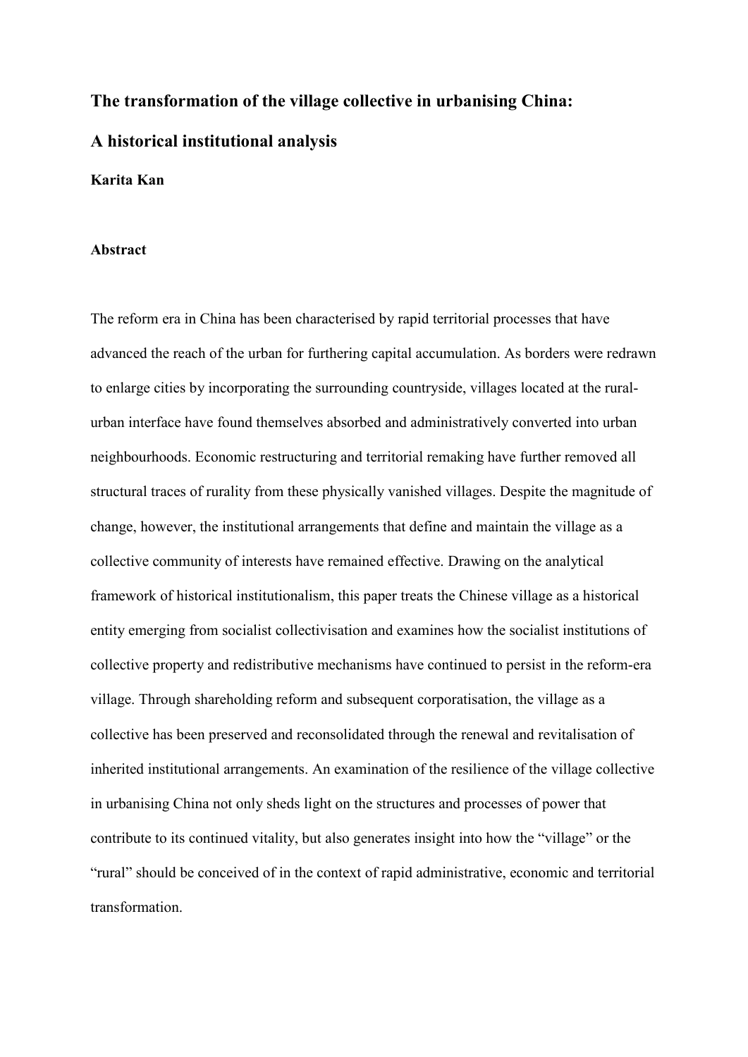# The transformation of the village collective in urbanising China:

# A historical institutional analysis

**Karita Kan**

### Abstract

The reform era in China has been characterised by rapid territorial processes that have advanced the reach of the urban for furthering capital accumulation. As borders were redrawn to enlarge cities by incorporating the surrounding countryside, villages located at the rural-urban interface have found themselves absorbed and administratively converted into urban neighbourhoods. Economic restructuring and territorial remaking have further removed all structural traces of rurality from these physically vanished villages. Despite the magnitude of change, however, the institutional arrangements that define and maintain the village as a collective community of interests have remained effective. Drawing on the analytical framework of historical institutionalism, this paper treats the Chinese village as a historical entity emerging from socialist collectivisation and examines how the socialist institutions of collective property and redistributive mechanisms have continued to persist in the reform-era village. Through shareholding reform and subsequent corporatisation, the village as a collective has been preserved and reconsolidated through the renewal and revitalisation of inherited institutional arrangements. An examination of the resilience of the village collective in urbanising China not only sheds light on the structures and processes of power that contribute to its continued vitality, but also generates insight into how the "village" or the "rural" should be conceived of in the context of rapid administrative, economic and territorial transformation.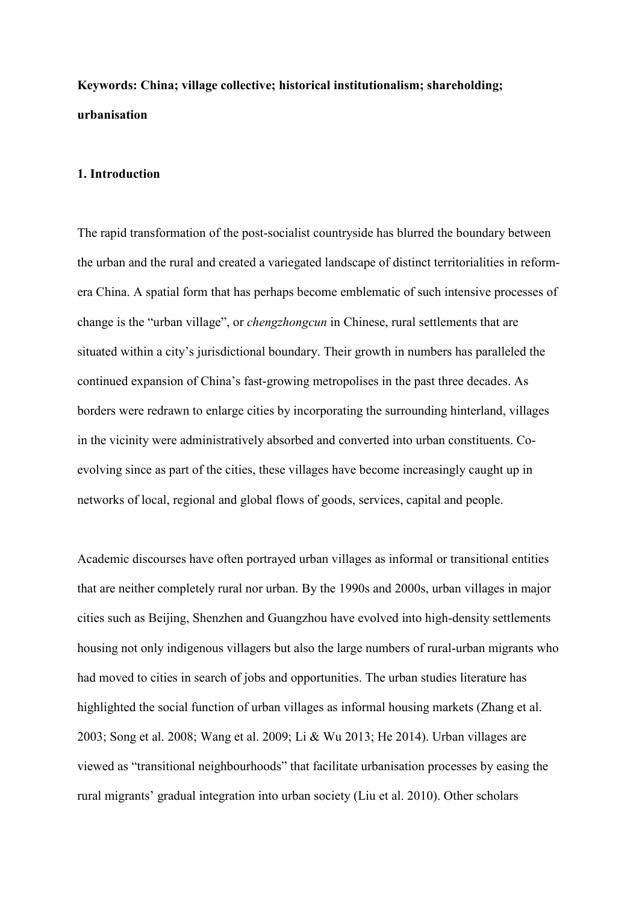**Keywords: China; village collective; historical institutionalism; shareholding; urbanisation**

## 1. Introduction

The rapid transformation of the post-socialist countryside has blurred the boundary between the urban and the rural and created a variegated landscape of distinct territorialities in reform-era China. A spatial form that has perhaps become emblematic of such intensive processes of change is the "urban village", or *chengzhongcun* in Chinese, rural settlements that are situated within a city's jurisdictional boundary. Their growth in numbers has paralleled the continued expansion of China's fast-growing metropolises in the past three decades. As borders were redrawn to enlarge cities by incorporating the surrounding hinterland, villages in the vicinity were administratively absorbed and converted into urban constituents. Co-evolving since as part of the cities, these villages have become increasingly caught up in networks of local, regional and global flows of goods, services, capital and people.

Academic discourses have often portrayed urban villages as informal or transitional entities that are neither completely rural nor urban. By the 1990s and 2000s, urban villages in major cities such as Beijing, Shenzhen and Guangzhou have evolved into high-density settlements housing not only indigenous villagers but also the large numbers of rural-urban migrants who had moved to cities in search of jobs and opportunities. The urban studies literature has highlighted the social function of urban villages as informal housing markets (Zhang et al. 2003; Song et al. 2008; Wang et al. 2009; Li & Wu 2013; He 2014). Urban villages are viewed as "transitional neighbourhoods" that facilitate urbanisation processes by easing the rural migrants' gradual integration into urban society (Liu et al. 2010). Other scholars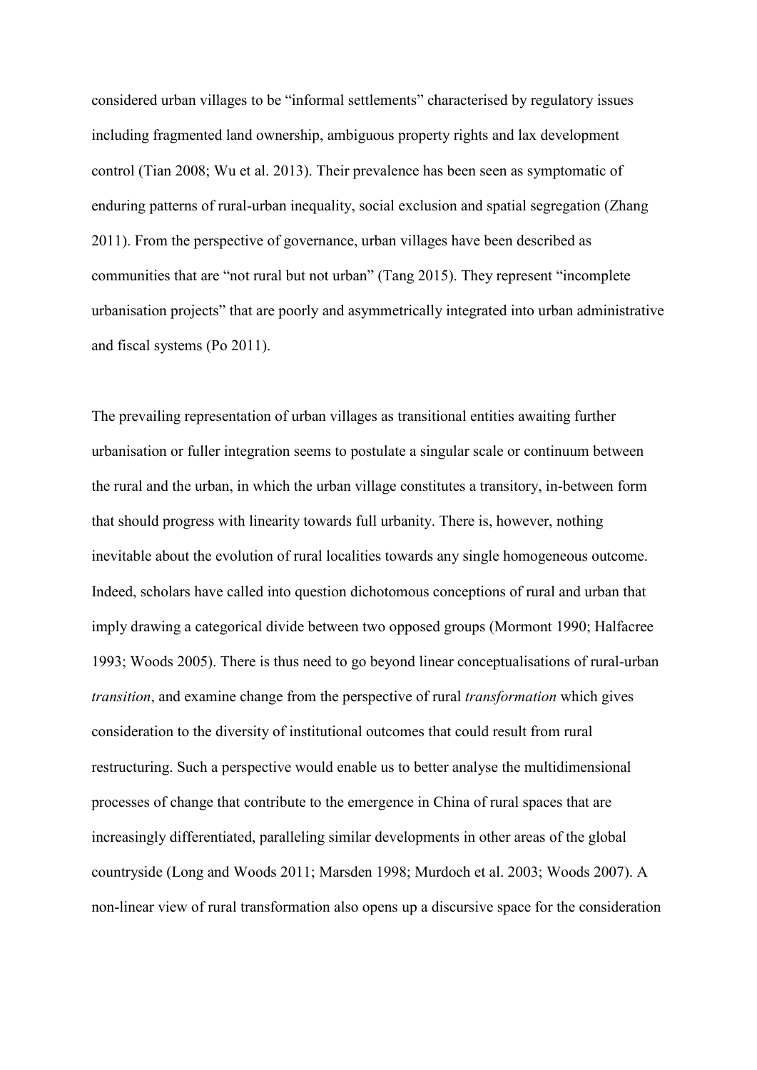considered urban villages to be "informal settlements" characterised by regulatory issues including fragmented land ownership, ambiguous property rights and lax development control (Tian 2008; Wu et al. 2013). Their prevalence has been seen as symptomatic of enduring patterns of rural-urban inequality, social exclusion and spatial segregation (Zhang 2011). From the perspective of governance, urban villages have been described as communities that are "not rural but not urban" (Tang 2015). They represent "incomplete urbanisation projects" that are poorly and asymmetrically integrated into urban administrative and fiscal systems (Po 2011).

The prevailing representation of urban villages as transitional entities awaiting further urbanisation or fuller integration seems to postulate a singular scale or continuum between the rural and the urban, in which the urban village constitutes a transitory, in-between form that should progress with linearity towards full urbanity. There is, however, nothing inevitable about the evolution of rural localities towards any single homogeneous outcome. Indeed, scholars have called into question dichotomous conceptions of rural and urban that imply drawing a categorical divide between two opposed groups (Mormont 1990; Halfacree 1993; Woods 2005). There is thus need to go beyond linear conceptualisations of rural-urban *transition*, and examine change from the perspective of rural *transformation* which gives consideration to the diversity of institutional outcomes that could result from rural restructuring. Such a perspective would enable us to better analyse the multidimensional processes of change that contribute to the emergence in China of rural spaces that are increasingly differentiated, paralleling similar developments in other areas of the global countryside (Long and Woods 2011; Marsden 1998; Murdoch et al. 2003; Woods 2007). A non-linear view of rural transformation also opens up a discursive space for the consideration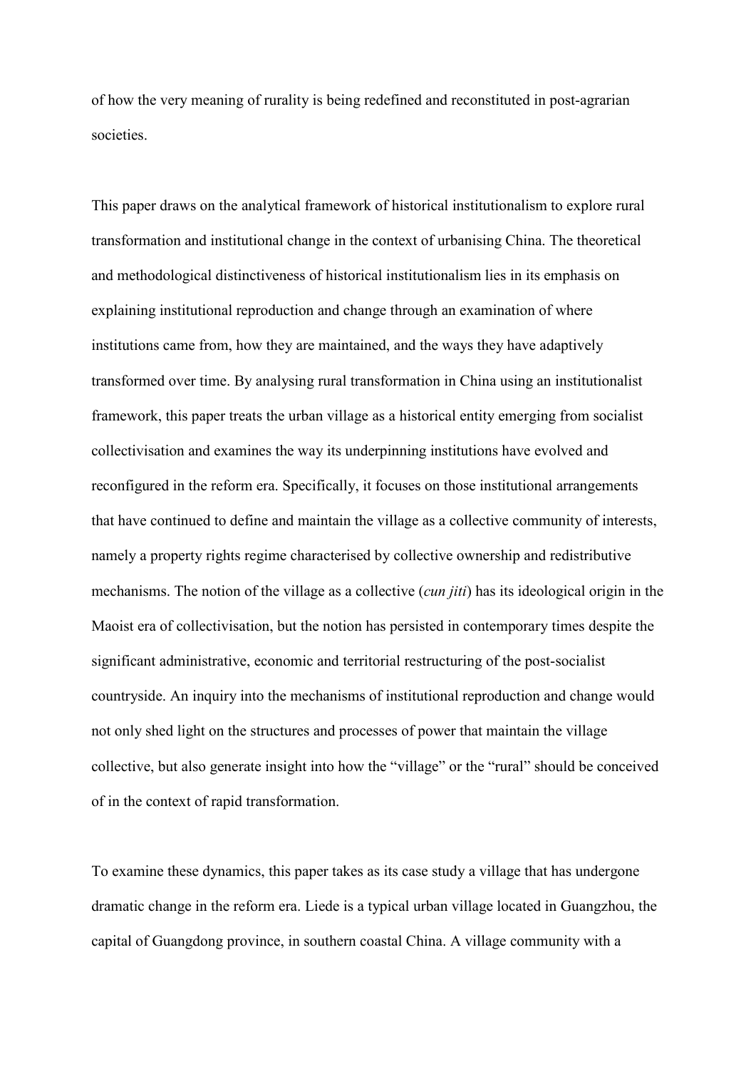of how the very meaning of rurality is being redefined and reconstituted in post-agrarian societies.

This paper draws on the analytical framework of historical institutionalism to explore rural transformation and institutional change in the context of urbanising China. The theoretical and methodological distinctiveness of historical institutionalism lies in its emphasis on explaining institutional reproduction and change through an examination of where institutions came from, how they are maintained, and the ways they have adaptively transformed over time. By analysing rural transformation in China using an institutionalist framework, this paper treats the urban village as a historical entity emerging from socialist collectivisation and examines the way its underpinning institutions have evolved and reconfigured in the reform era. Specifically, it focuses on those institutional arrangements that have continued to define and maintain the village as a collective community of interests, namely a property rights regime characterised by collective ownership and redistributive mechanisms. The notion of the village as a collective (*cun jiti*) has its ideological origin in the Maoist era of collectivisation, but the notion has persisted in contemporary times despite the significant administrative, economic and territorial restructuring of the post-socialist countryside. An inquiry into the mechanisms of institutional reproduction and change would not only shed light on the structures and processes of power that maintain the village collective, but also generate insight into how the "village" or the "rural" should be conceived of in the context of rapid transformation.

To examine these dynamics, this paper takes as its case study a village that has undergone dramatic change in the reform era. Liede is a typical urban village located in Guangzhou, the capital of Guangdong province, in southern coastal China. A village community with a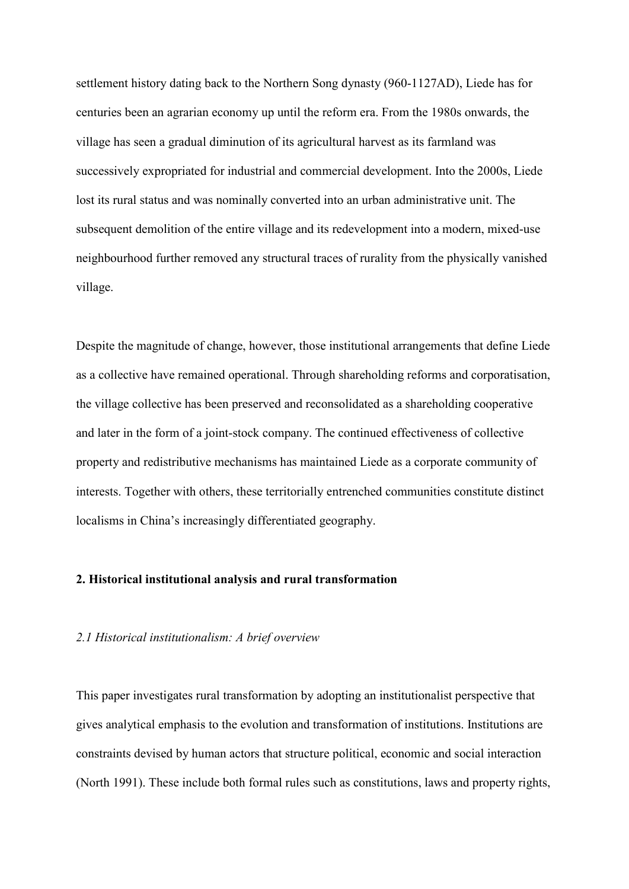settlement history dating back to the Northern Song dynasty (960-1127AD), Liede has for centuries been an agrarian economy up until the reform era. From the 1980s onwards, the village has seen a gradual diminution of its agricultural harvest as its farmland was successively expropriated for industrial and commercial development. Into the 2000s, Liede lost its rural status and was nominally converted into an urban administrative unit. The subsequent demolition of the entire village and its redevelopment into a modern, mixed-use neighbourhood further removed any structural traces of rurality from the physically vanished village.

Despite the magnitude of change, however, those institutional arrangements that define Liede as a collective have remained operational. Through shareholding reforms and corporatisation, the village collective has been preserved and reconsolidated as a shareholding cooperative and later in the form of a joint-stock company. The continued effectiveness of collective property and redistributive mechanisms has maintained Liede as a corporate community of interests. Together with others, these territorially entrenched communities constitute distinct localisms in China's increasingly differentiated geography.

## 2. Historical institutional analysis and rural transformation

### *2.1 Historical institutionalism: A brief overview*

This paper investigates rural transformation by adopting an institutionalist perspective that gives analytical emphasis to the evolution and transformation of institutions. Institutions are constraints devised by human actors that structure political, economic and social interaction (North 1991). These include both formal rules such as constitutions, laws and property rights,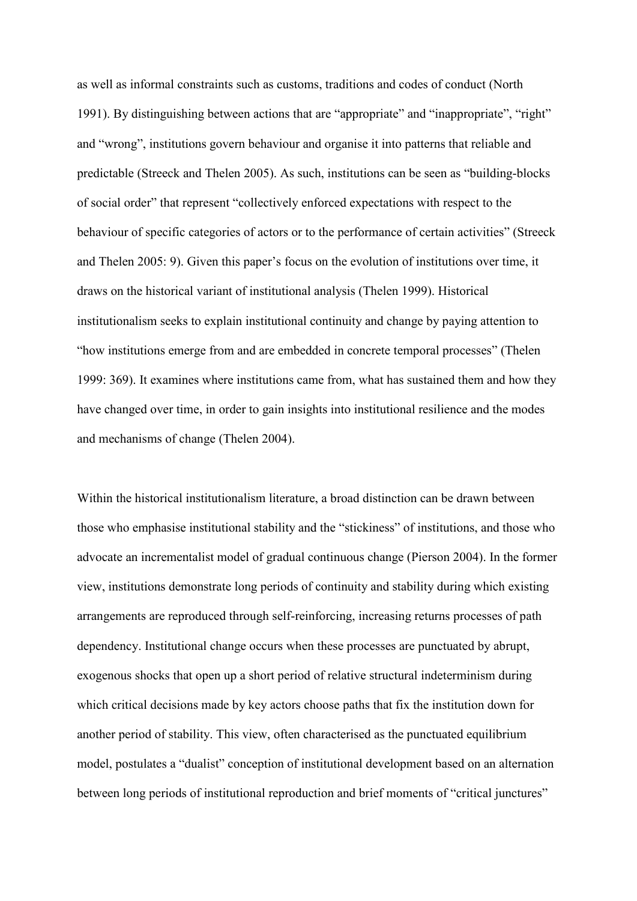as well as informal constraints such as customs, traditions and codes of conduct (North 1991). By distinguishing between actions that are "appropriate" and "inappropriate", "right" and "wrong", institutions govern behaviour and organise it into patterns that reliable and predictable (Streeck and Thelen 2005). As such, institutions can be seen as "building-blocks of social order" that represent "collectively enforced expectations with respect to the behaviour of specific categories of actors or to the performance of certain activities" (Streeck and Thelen 2005: 9). Given this paper's focus on the evolution of institutions over time, it draws on the historical variant of institutional analysis (Thelen 1999). Historical institutionalism seeks to explain institutional continuity and change by paying attention to "how institutions emerge from and are embedded in concrete temporal processes" (Thelen 1999: 369). It examines where institutions came from, what has sustained them and how they have changed over time, in order to gain insights into institutional resilience and the modes and mechanisms of change (Thelen 2004).

Within the historical institutionalism literature, a broad distinction can be drawn between those who emphasise institutional stability and the "stickiness" of institutions, and those who advocate an incrementalist model of gradual continuous change (Pierson 2004). In the former view, institutions demonstrate long periods of continuity and stability during which existing arrangements are reproduced through self-reinforcing, increasing returns processes of path dependency. Institutional change occurs when these processes are punctuated by abrupt, exogenous shocks that open up a short period of relative structural indeterminism during which critical decisions made by key actors choose paths that fix the institution down for another period of stability. This view, often characterised as the punctuated equilibrium model, postulates a "dualist" conception of institutional development based on an alternation between long periods of institutional reproduction and brief moments of "critical junctures"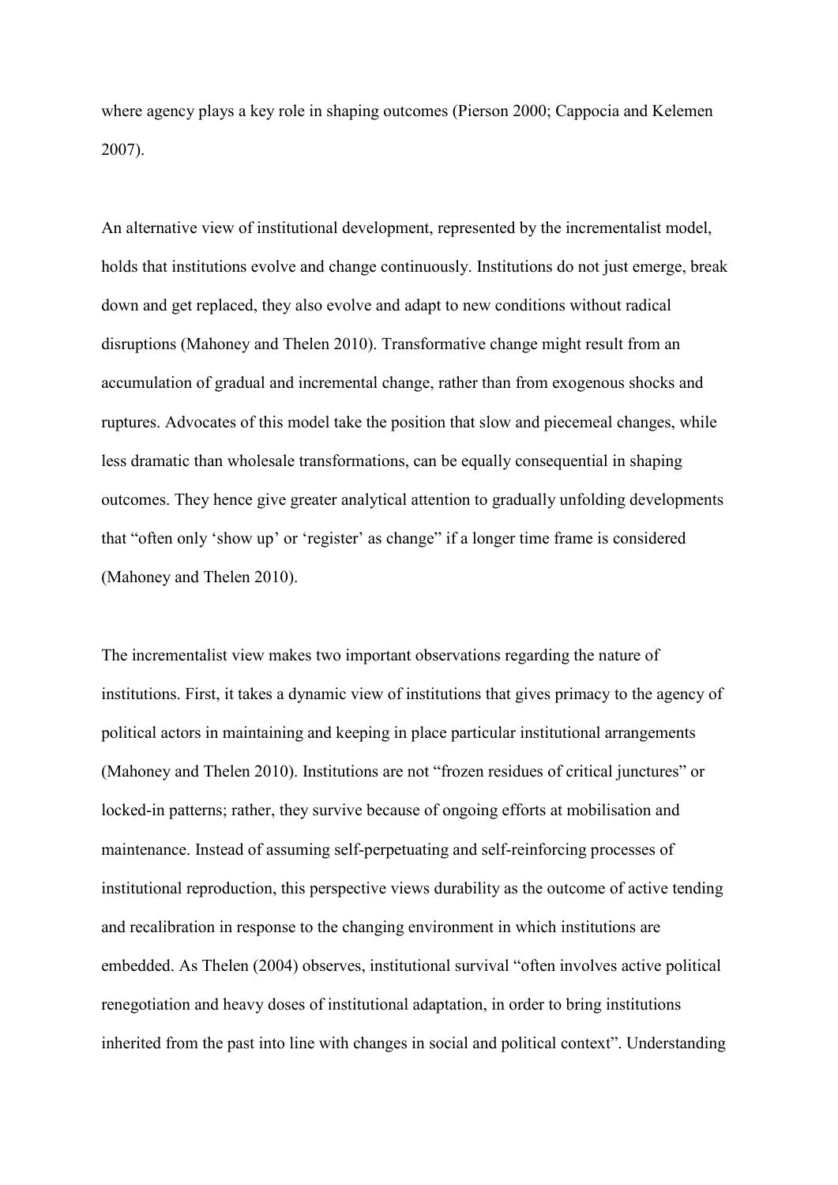where agency plays a key role in shaping outcomes (Pierson 2000; Cappocia and Kelemen 2007).

An alternative view of institutional development, represented by the incrementalist model, holds that institutions evolve and change continuously. Institutions do not just emerge, break down and get replaced, they also evolve and adapt to new conditions without radical disruptions (Mahoney and Thelen 2010). Transformative change might result from an accumulation of gradual and incremental change, rather than from exogenous shocks and ruptures. Advocates of this model take the position that slow and piecemeal changes, while less dramatic than wholesale transformations, can be equally consequential in shaping outcomes. They hence give greater analytical attention to gradually unfolding developments that "often only 'show up' or 'register' as change" if a longer time frame is considered (Mahoney and Thelen 2010).

The incrementalist view makes two important observations regarding the nature of institutions. First, it takes a dynamic view of institutions that gives primacy to the agency of political actors in maintaining and keeping in place particular institutional arrangements (Mahoney and Thelen 2010). Institutions are not "frozen residues of critical junctures" or locked-in patterns; rather, they survive because of ongoing efforts at mobilisation and maintenance. Instead of assuming self-perpetuating and self-reinforcing processes of institutional reproduction, this perspective views durability as the outcome of active tending and recalibration in response to the changing environment in which institutions are embedded. As Thelen (2004) observes, institutional survival "often involves active political renegotiation and heavy doses of institutional adaptation, in order to bring institutions inherited from the past into line with changes in social and political context". Understanding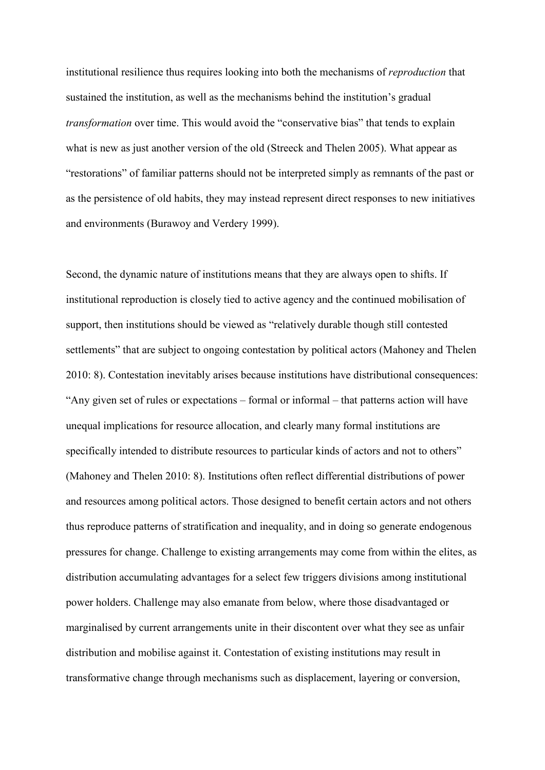institutional resilience thus requires looking into both the mechanisms of *reproduction* that sustained the institution, as well as the mechanisms behind the institution's gradual *transformation* over time. This would avoid the "conservative bias" that tends to explain what is new as just another version of the old (Streeck and Thelen 2005). What appear as "restorations" of familiar patterns should not be interpreted simply as remnants of the past or as the persistence of old habits, they may instead represent direct responses to new initiatives and environments (Burawoy and Verdery 1999).

Second, the dynamic nature of institutions means that they are always open to shifts. If institutional reproduction is closely tied to active agency and the continued mobilisation of support, then institutions should be viewed as "relatively durable though still contested settlements" that are subject to ongoing contestation by political actors (Mahoney and Thelen 2010: 8). Contestation inevitably arises because institutions have distributional consequences: "Any given set of rules or expectations – formal or informal – that patterns action will have unequal implications for resource allocation, and clearly many formal institutions are specifically intended to distribute resources to particular kinds of actors and not to others" (Mahoney and Thelen 2010: 8). Institutions often reflect differential distributions of power and resources among political actors. Those designed to benefit certain actors and not others thus reproduce patterns of stratification and inequality, and in doing so generate endogenous pressures for change. Challenge to existing arrangements may come from within the elites, as distribution accumulating advantages for a select few triggers divisions among institutional power holders. Challenge may also emanate from below, where those disadvantaged or marginalised by current arrangements unite in their discontent over what they see as unfair distribution and mobilise against it. Contestation of existing institutions may result in transformative change through mechanisms such as displacement, layering or conversion,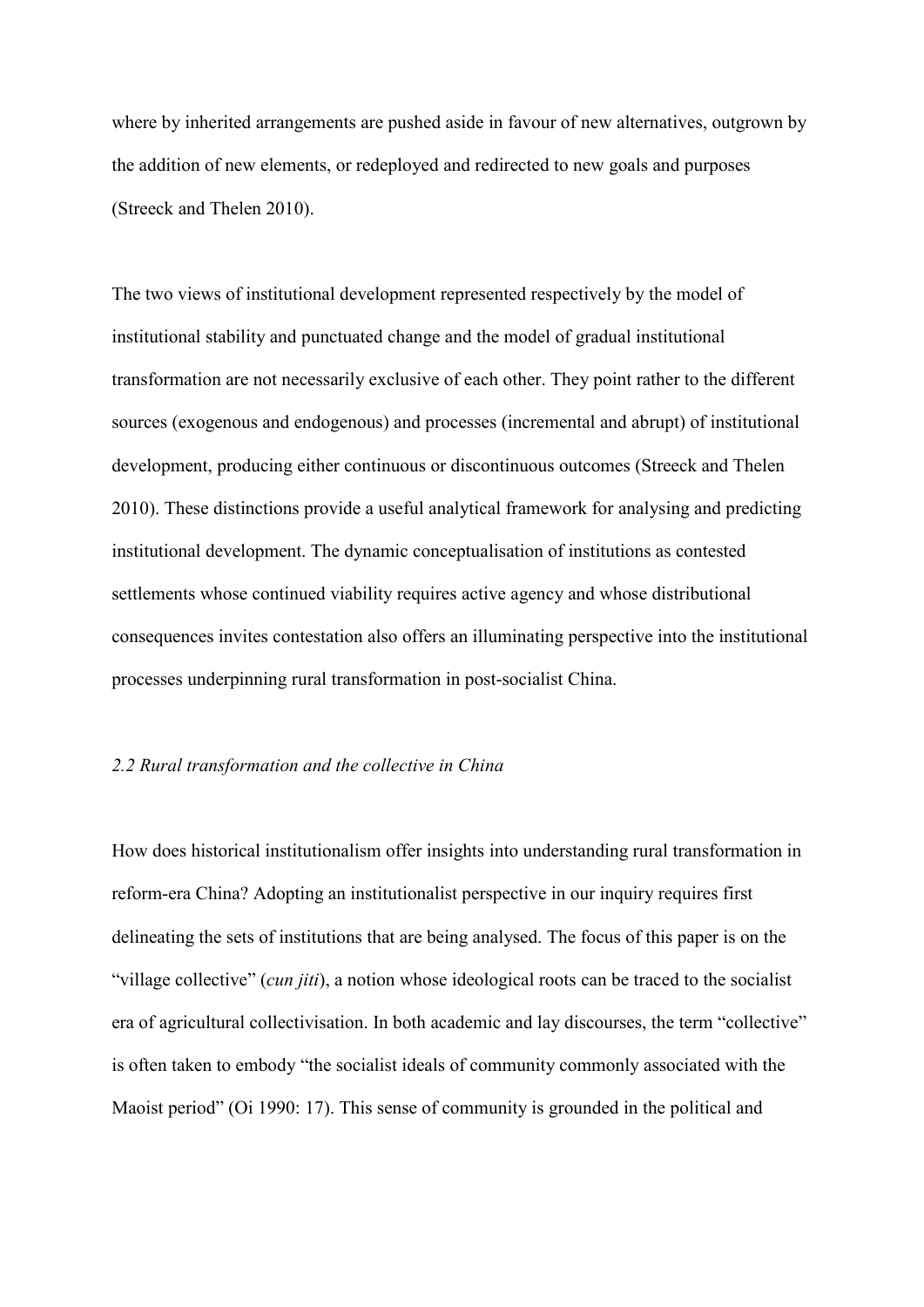where by inherited arrangements are pushed aside in favour of new alternatives, outgrown by the addition of new elements, or redeployed and redirected to new goals and purposes (Streeck and Thelen 2010).

The two views of institutional development represented respectively by the model of institutional stability and punctuated change and the model of gradual institutional transformation are not necessarily exclusive of each other. They point rather to the different sources (exogenous and endogenous) and processes (incremental and abrupt) of institutional development, producing either continuous or discontinuous outcomes (Streeck and Thelen 2010). These distinctions provide a useful analytical framework for analysing and predicting institutional development. The dynamic conceptualisation of institutions as contested settlements whose continued viability requires active agency and whose distributional consequences invites contestation also offers an illuminating perspective into the institutional processes underpinning rural transformation in post-socialist China.

### *2.2 Rural transformation and the collective in China*

How does historical institutionalism offer insights into understanding rural transformation in reform-era China? Adopting an institutionalist perspective in our inquiry requires first delineating the sets of institutions that are being analysed. The focus of this paper is on the "village collective" (*cun jiti*), a notion whose ideological roots can be traced to the socialist era of agricultural collectivisation. In both academic and lay discourses, the term "collective" is often taken to embody "the socialist ideals of community commonly associated with the Maoist period" (Oi 1990: 17). This sense of community is grounded in the political and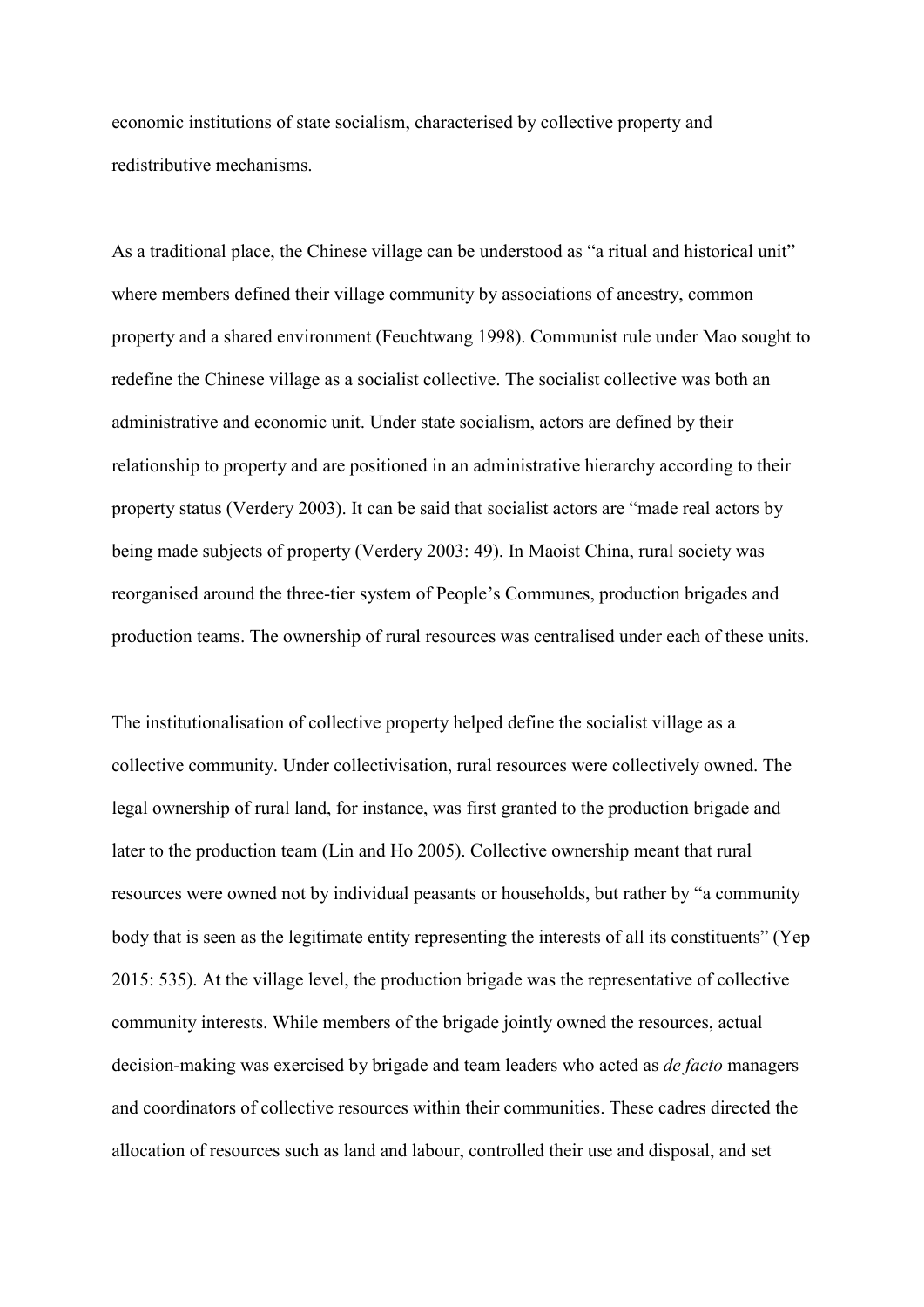economic institutions of state socialism, characterised by collective property and redistributive mechanisms.

As a traditional place, the Chinese village can be understood as "a ritual and historical unit" where members defined their village community by associations of ancestry, common property and a shared environment (Feuchtwang 1998). Communist rule under Mao sought to redefine the Chinese village as a socialist collective. The socialist collective was both an administrative and economic unit. Under state socialism, actors are defined by their relationship to property and are positioned in an administrative hierarchy according to their property status (Verdery 2003). It can be said that socialist actors are "made real actors by being made subjects of property (Verdery 2003: 49). In Maoist China, rural society was reorganised around the three-tier system of People's Communes, production brigades and production teams. The ownership of rural resources was centralised under each of these units.

The institutionalisation of collective property helped define the socialist village as a collective community. Under collectivisation, rural resources were collectively owned. The legal ownership of rural land, for instance, was first granted to the production brigade and later to the production team (Lin and Ho 2005). Collective ownership meant that rural resources were owned not by individual peasants or households, but rather by "a community body that is seen as the legitimate entity representing the interests of all its constituents" (Yep 2015: 535). At the village level, the production brigade was the representative of collective community interests. While members of the brigade jointly owned the resources, actual decision-making was exercised by brigade and team leaders who acted as *de facto* managers and coordinators of collective resources within their communities. These cadres directed the allocation of resources such as land and labour, controlled their use and disposal, and set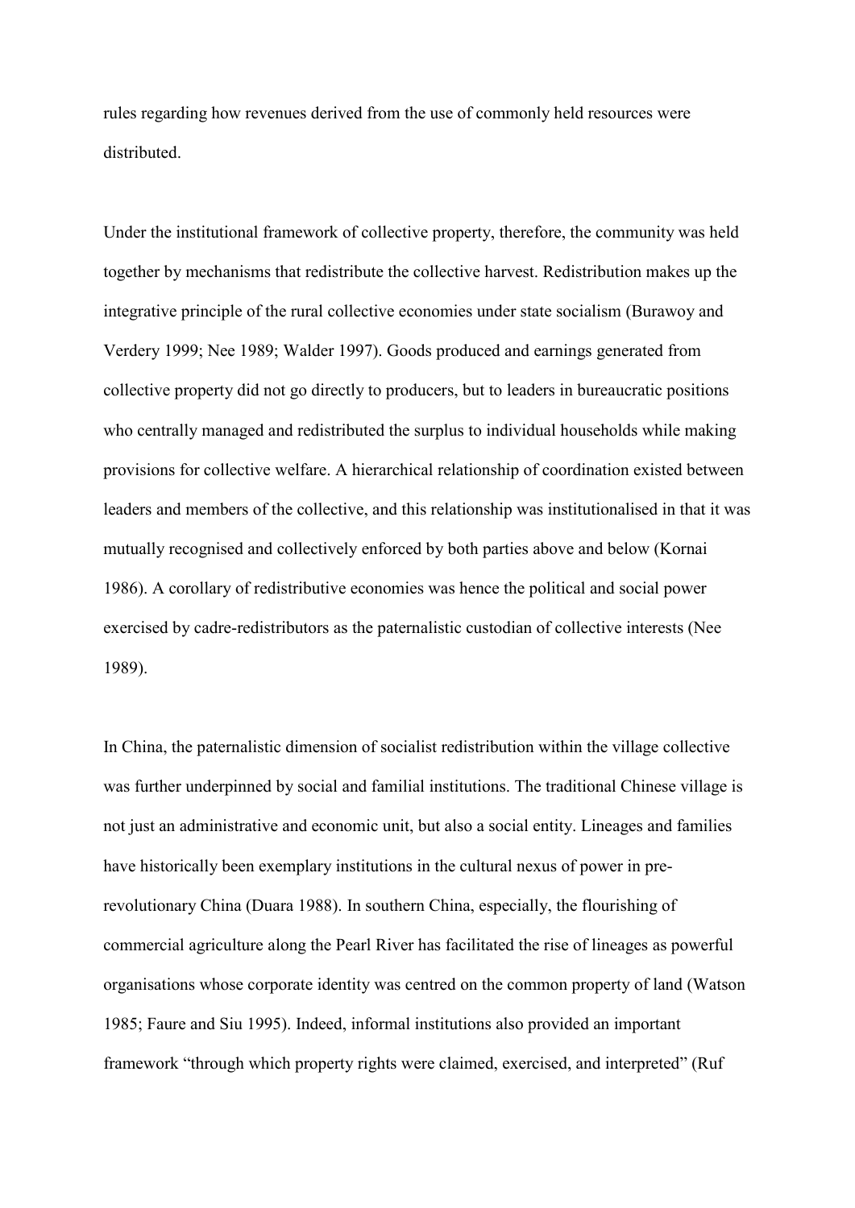rules regarding how revenues derived from the use of commonly held resources were distributed.

Under the institutional framework of collective property, therefore, the community was held together by mechanisms that redistribute the collective harvest. Redistribution makes up the integrative principle of the rural collective economies under state socialism (Burawoy and Verdery 1999; Nee 1989; Walder 1997). Goods produced and earnings generated from collective property did not go directly to producers, but to leaders in bureaucratic positions who centrally managed and redistributed the surplus to individual households while making provisions for collective welfare. A hierarchical relationship of coordination existed between leaders and members of the collective, and this relationship was institutionalised in that it was mutually recognised and collectively enforced by both parties above and below (Kornai 1986). A corollary of redistributive economies was hence the political and social power exercised by cadre-redistributors as the paternalistic custodian of collective interests (Nee 1989).

In China, the paternalistic dimension of socialist redistribution within the village collective was further underpinned by social and familial institutions. The traditional Chinese village is not just an administrative and economic unit, but also a social entity. Lineages and families have historically been exemplary institutions in the cultural nexus of power in pre-revolutionary China (Duara 1988). In southern China, especially, the flourishing of commercial agriculture along the Pearl River has facilitated the rise of lineages as powerful organisations whose corporate identity was centred on the common property of land (Watson 1985; Faure and Siu 1995). Indeed, informal institutions also provided an important framework "through which property rights were claimed, exercised, and interpreted" (Ruf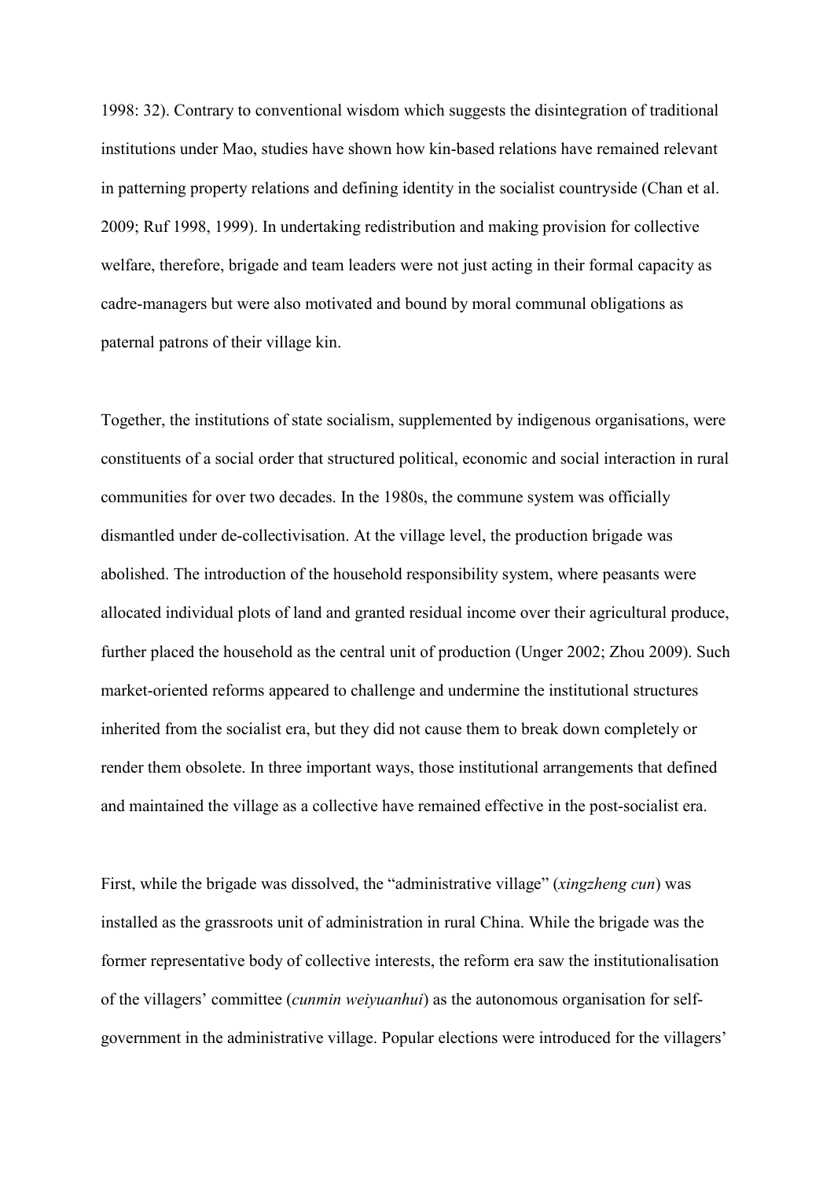1998: 32). Contrary to conventional wisdom which suggests the disintegration of traditional institutions under Mao, studies have shown how kin-based relations have remained relevant in patterning property relations and defining identity in the socialist countryside (Chan et al. 2009; Ruf 1998, 1999). In undertaking redistribution and making provision for collective welfare, therefore, brigade and team leaders were not just acting in their formal capacity as cadre-managers but were also motivated and bound by moral communal obligations as paternal patrons of their village kin.

Together, the institutions of state socialism, supplemented by indigenous organisations, were constituents of a social order that structured political, economic and social interaction in rural communities for over two decades. In the 1980s, the commune system was officially dismantled under de-collectivisation. At the village level, the production brigade was abolished. The introduction of the household responsibility system, where peasants were allocated individual plots of land and granted residual income over their agricultural produce, further placed the household as the central unit of production (Unger 2002; Zhou 2009). Such market-oriented reforms appeared to challenge and undermine the institutional structures inherited from the socialist era, but they did not cause them to break down completely or render them obsolete. In three important ways, those institutional arrangements that defined and maintained the village as a collective have remained effective in the post-socialist era.

First, while the brigade was dissolved, the "administrative village" (*xingzheng cun*) was installed as the grassroots unit of administration in rural China. While the brigade was the former representative body of collective interests, the reform era saw the institutionalisation of the villagers' committee (*cunmin weiyuanhui*) as the autonomous organisation for self-government in the administrative village. Popular elections were introduced for the villagers'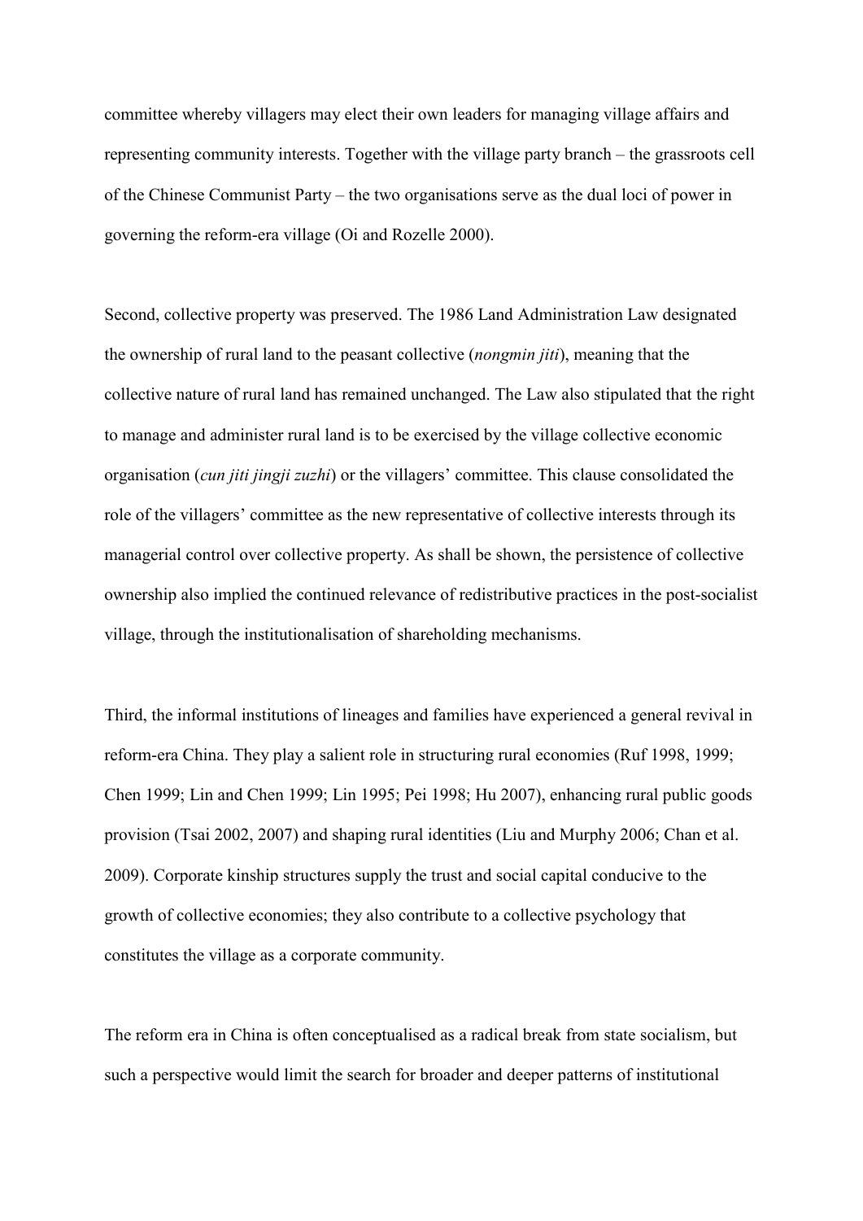committee whereby villagers may elect their own leaders for managing village affairs and representing community interests. Together with the village party branch – the grassroots cell of the Chinese Communist Party – the two organisations serve as the dual loci of power in governing the reform-era village (Oi and Rozelle 2000).

Second, collective property was preserved. The 1986 Land Administration Law designated the ownership of rural land to the peasant collective (*nongmin jiti*), meaning that the collective nature of rural land has remained unchanged. The Law also stipulated that the right to manage and administer rural land is to be exercised by the village collective economic organisation (*cun jiti jingji zuzhi*) or the villagers' committee. This clause consolidated the role of the villagers' committee as the new representative of collective interests through its managerial control over collective property. As shall be shown, the persistence of collective ownership also implied the continued relevance of redistributive practices in the post-socialist village, through the institutionalisation of shareholding mechanisms.

Third, the informal institutions of lineages and families have experienced a general revival in reform-era China. They play a salient role in structuring rural economies (Ruf 1998, 1999; Chen 1999; Lin and Chen 1999; Lin 1995; Pei 1998; Hu 2007), enhancing rural public goods provision (Tsai 2002, 2007) and shaping rural identities (Liu and Murphy 2006; Chan et al. 2009). Corporate kinship structures supply the trust and social capital conducive to the growth of collective economies; they also contribute to a collective psychology that constitutes the village as a corporate community.

The reform era in China is often conceptualised as a radical break from state socialism, but such a perspective would limit the search for broader and deeper patterns of institutional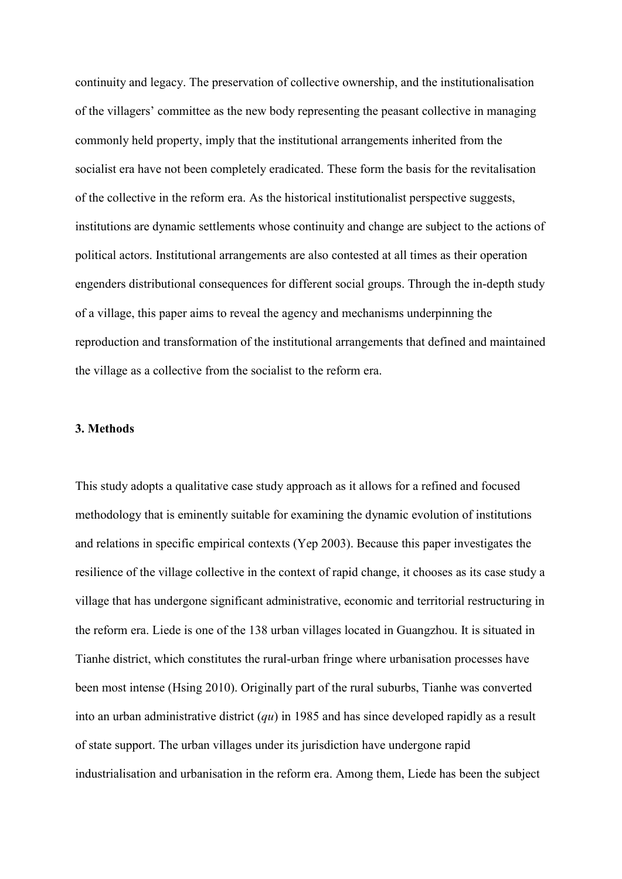continuity and legacy. The preservation of collective ownership, and the institutionalisation of the villagers' committee as the new body representing the peasant collective in managing commonly held property, imply that the institutional arrangements inherited from the socialist era have not been completely eradicated. These form the basis for the revitalisation of the collective in the reform era. As the historical institutionalist perspective suggests, institutions are dynamic settlements whose continuity and change are subject to the actions of political actors. Institutional arrangements are also contested at all times as their operation engenders distributional consequences for different social groups. Through the in-depth study of a village, this paper aims to reveal the agency and mechanisms underpinning the reproduction and transformation of the institutional arrangements that defined and maintained the village as a collective from the socialist to the reform era.

## 3. Methods

This study adopts a qualitative case study approach as it allows for a refined and focused methodology that is eminently suitable for examining the dynamic evolution of institutions and relations in specific empirical contexts (Yep 2003). Because this paper investigates the resilience of the village collective in the context of rapid change, it chooses as its case study a village that has undergone significant administrative, economic and territorial restructuring in the reform era. Liede is one of the 138 urban villages located in Guangzhou. It is situated in Tianhe district, which constitutes the rural-urban fringe where urbanisation processes have been most intense (Hsing 2010). Originally part of the rural suburbs, Tianhe was converted into an urban administrative district (*qu*) in 1985 and has since developed rapidly as a result of state support. The urban villages under its jurisdiction have undergone rapid industrialisation and urbanisation in the reform era. Among them, Liede has been the subject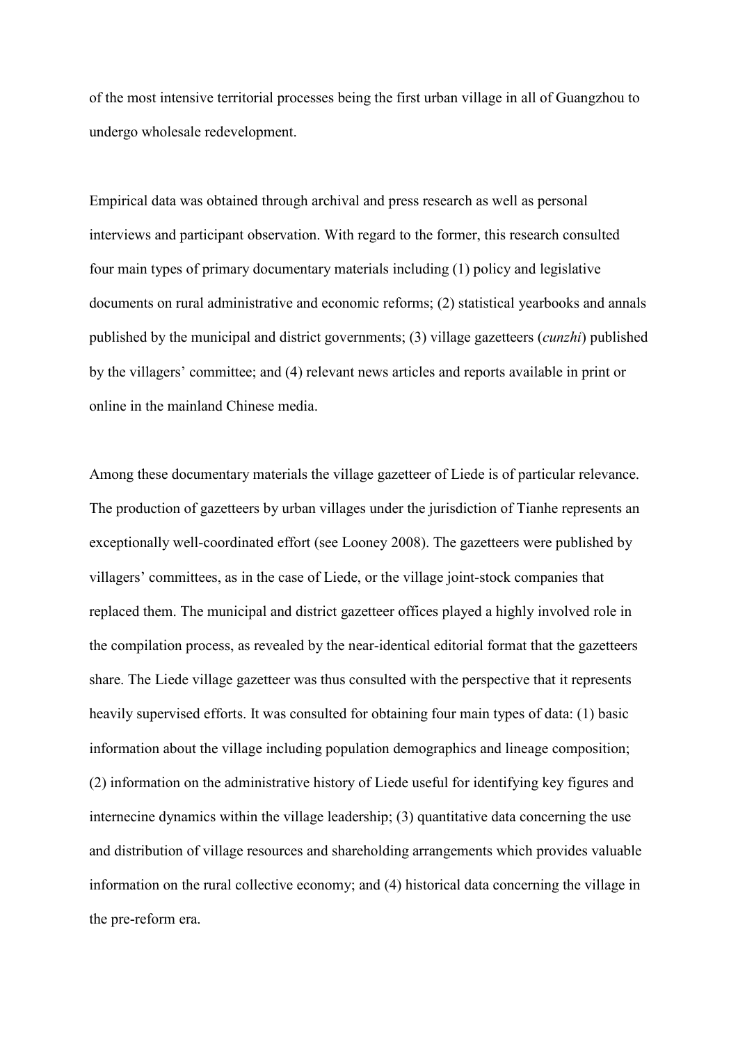of the most intensive territorial processes being the first urban village in all of Guangzhou to undergo wholesale redevelopment.

Empirical data was obtained through archival and press research as well as personal interviews and participant observation. With regard to the former, this research consulted four main types of primary documentary materials including (1) policy and legislative documents on rural administrative and economic reforms; (2) statistical yearbooks and annals published by the municipal and district governments; (3) village gazetteers (*cunzhi*) published by the villagers' committee; and (4) relevant news articles and reports available in print or online in the mainland Chinese media.

Among these documentary materials the village gazetteer of Liede is of particular relevance. The production of gazetteers by urban villages under the jurisdiction of Tianhe represents an exceptionally well-coordinated effort (see Looney 2008). The gazetteers were published by villagers' committees, as in the case of Liede, or the village joint-stock companies that replaced them. The municipal and district gazetteer offices played a highly involved role in the compilation process, as revealed by the near-identical editorial format that the gazetteers share. The Liede village gazetteer was thus consulted with the perspective that it represents heavily supervised efforts. It was consulted for obtaining four main types of data: (1) basic information about the village including population demographics and lineage composition; (2) information on the administrative history of Liede useful for identifying key figures and internecine dynamics within the village leadership; (3) quantitative data concerning the use and distribution of village resources and shareholding arrangements which provides valuable information on the rural collective economy; and (4) historical data concerning the village in the pre-reform era.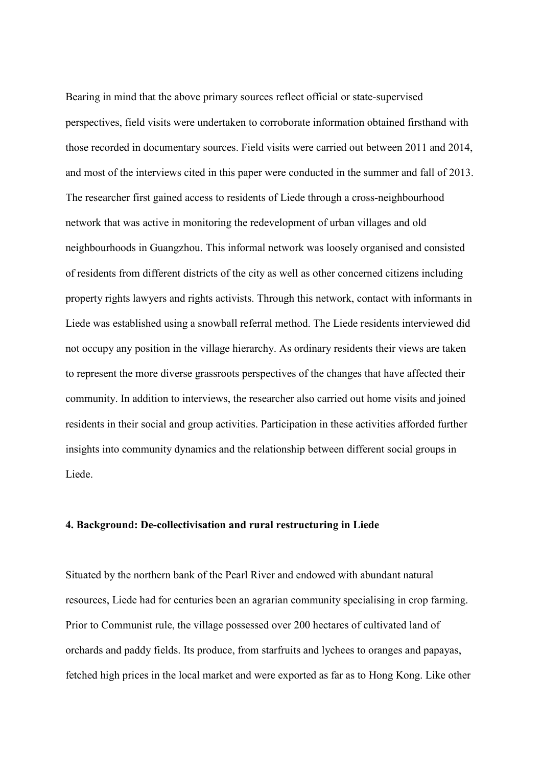Bearing in mind that the above primary sources reflect official or state-supervised perspectives, field visits were undertaken to corroborate information obtained firsthand with those recorded in documentary sources. Field visits were carried out between 2011 and 2014, and most of the interviews cited in this paper were conducted in the summer and fall of 2013. The researcher first gained access to residents of Liede through a cross-neighbourhood network that was active in monitoring the redevelopment of urban villages and old neighbourhoods in Guangzhou. This informal network was loosely organised and consisted of residents from different districts of the city as well as other concerned citizens including property rights lawyers and rights activists. Through this network, contact with informants in Liede was established using a snowball referral method. The Liede residents interviewed did not occupy any position in the village hierarchy. As ordinary residents their views are taken to represent the more diverse grassroots perspectives of the changes that have affected their community. In addition to interviews, the researcher also carried out home visits and joined residents in their social and group activities. Participation in these activities afforded further insights into community dynamics and the relationship between different social groups in Liede.

## 4. Background: De-collectivisation and rural restructuring in Liede

Situated by the northern bank of the Pearl River and endowed with abundant natural resources, Liede had for centuries been an agrarian community specialising in crop farming. Prior to Communist rule, the village possessed over 200 hectares of cultivated land of orchards and paddy fields. Its produce, from starfruits and lychees to oranges and papayas, fetched high prices in the local market and were exported as far as to Hong Kong. Like other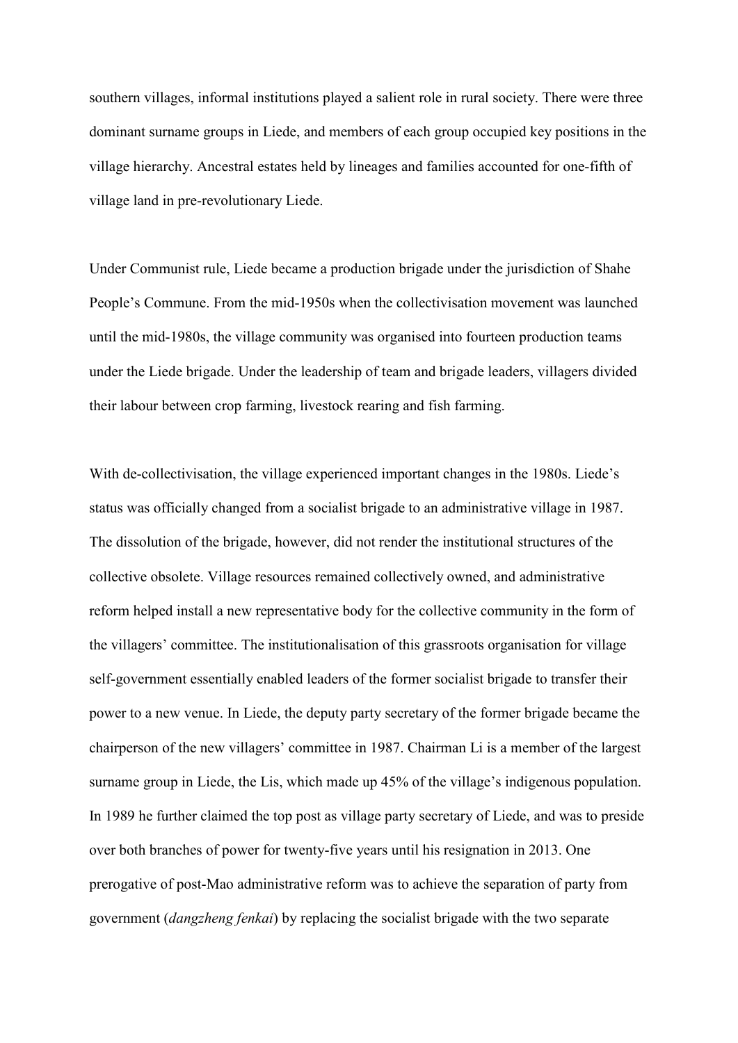southern villages, informal institutions played a salient role in rural society. There were three dominant surname groups in Liede, and members of each group occupied key positions in the village hierarchy. Ancestral estates held by lineages and families accounted for one-fifth of village land in pre-revolutionary Liede.

Under Communist rule, Liede became a production brigade under the jurisdiction of Shahe People's Commune. From the mid-1950s when the collectivisation movement was launched until the mid-1980s, the village community was organised into fourteen production teams under the Liede brigade. Under the leadership of team and brigade leaders, villagers divided their labour between crop farming, livestock rearing and fish farming.

With de-collectivisation, the village experienced important changes in the 1980s. Liede's status was officially changed from a socialist brigade to an administrative village in 1987. The dissolution of the brigade, however, did not render the institutional structures of the collective obsolete. Village resources remained collectively owned, and administrative reform helped install a new representative body for the collective community in the form of the villagers' committee. The institutionalisation of this grassroots organisation for village self-government essentially enabled leaders of the former socialist brigade to transfer their power to a new venue. In Liede, the deputy party secretary of the former brigade became the chairperson of the new villagers' committee in 1987. Chairman Li is a member of the largest surname group in Liede, the Lis, which made up 45% of the village's indigenous population. In 1989 he further claimed the top post as village party secretary of Liede, and was to preside over both branches of power for twenty-five years until his resignation in 2013. One prerogative of post-Mao administrative reform was to achieve the separation of party from government (*dangzheng fenkai*) by replacing the socialist brigade with the two separate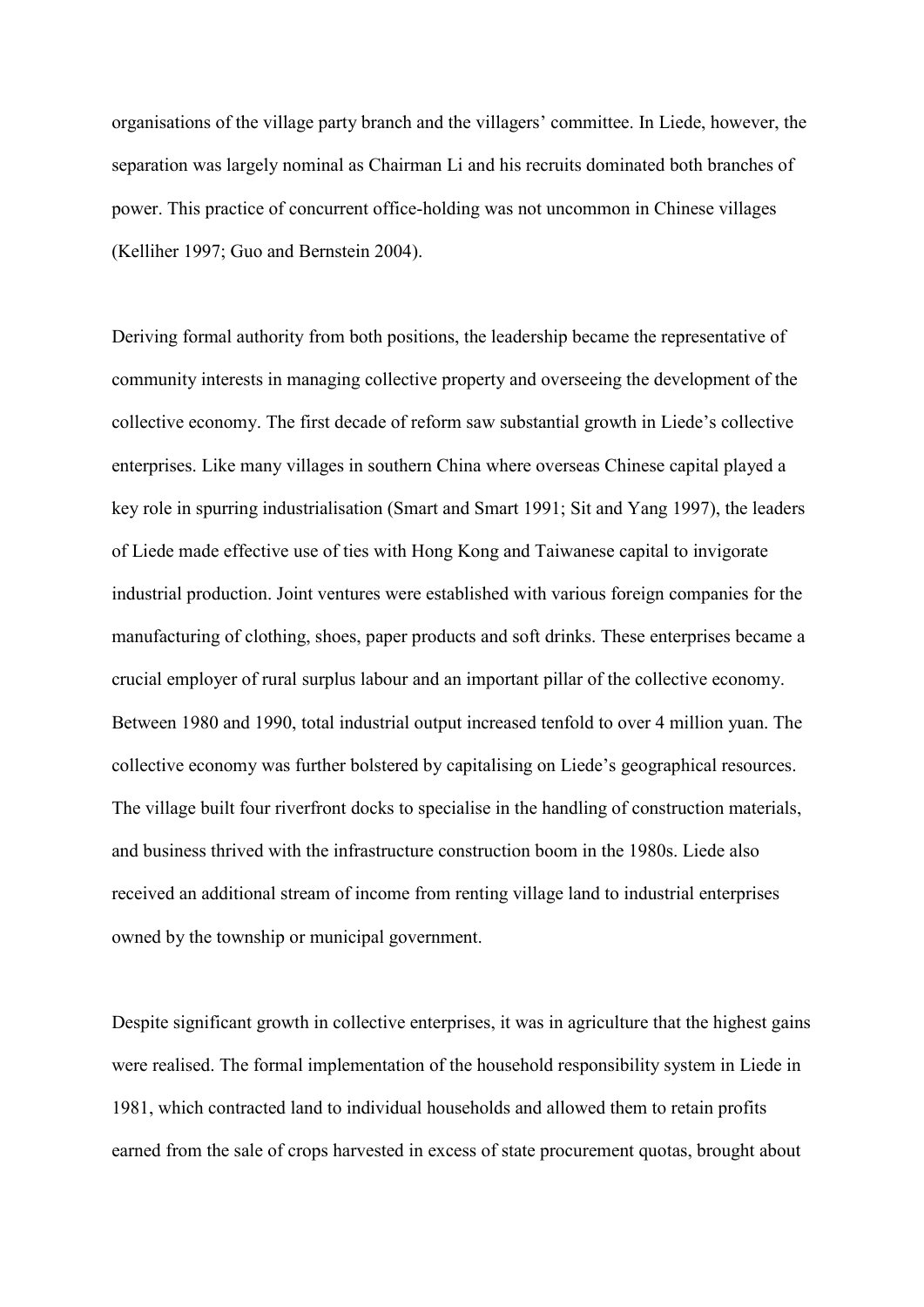organisations of the village party branch and the villagers' committee. In Liede, however, the separation was largely nominal as Chairman Li and his recruits dominated both branches of power. This practice of concurrent office-holding was not uncommon in Chinese villages (Kelliher 1997; Guo and Bernstein 2004).

Deriving formal authority from both positions, the leadership became the representative of community interests in managing collective property and overseeing the development of the collective economy. The first decade of reform saw substantial growth in Liede's collective enterprises. Like many villages in southern China where overseas Chinese capital played a key role in spurring industrialisation (Smart and Smart 1991; Sit and Yang 1997), the leaders of Liede made effective use of ties with Hong Kong and Taiwanese capital to invigorate industrial production. Joint ventures were established with various foreign companies for the manufacturing of clothing, shoes, paper products and soft drinks. These enterprises became a crucial employer of rural surplus labour and an important pillar of the collective economy. Between 1980 and 1990, total industrial output increased tenfold to over 4 million yuan. The collective economy was further bolstered by capitalising on Liede's geographical resources. The village built four riverfront docks to specialise in the handling of construction materials, and business thrived with the infrastructure construction boom in the 1980s. Liede also received an additional stream of income from renting village land to industrial enterprises owned by the township or municipal government.

Despite significant growth in collective enterprises, it was in agriculture that the highest gains were realised. The formal implementation of the household responsibility system in Liede in 1981, which contracted land to individual households and allowed them to retain profits earned from the sale of crops harvested in excess of state procurement quotas, brought about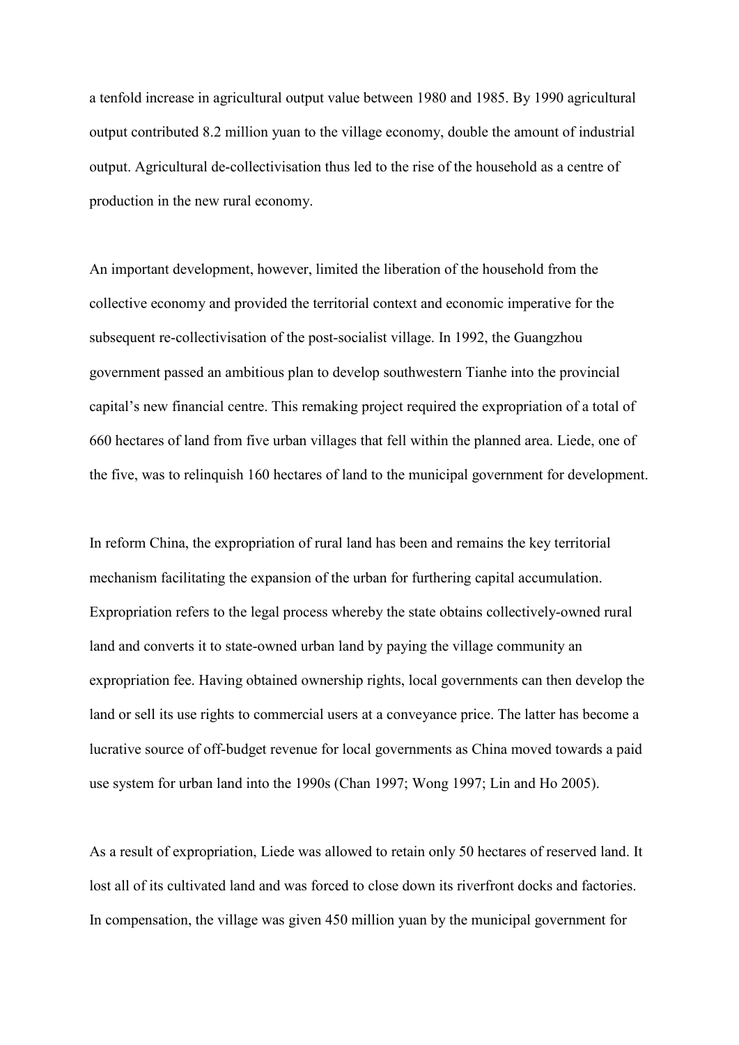a tenfold increase in agricultural output value between 1980 and 1985. By 1990 agricultural output contributed 8.2 million yuan to the village economy, double the amount of industrial output. Agricultural de-collectivisation thus led to the rise of the household as a centre of production in the new rural economy.

An important development, however, limited the liberation of the household from the collective economy and provided the territorial context and economic imperative for the subsequent re-collectivisation of the post-socialist village. In 1992, the Guangzhou government passed an ambitious plan to develop southwestern Tianhe into the provincial capital's new financial centre. This remaking project required the expropriation of a total of 660 hectares of land from five urban villages that fell within the planned area. Liede, one of the five, was to relinquish 160 hectares of land to the municipal government for development.

In reform China, the expropriation of rural land has been and remains the key territorial mechanism facilitating the expansion of the urban for furthering capital accumulation. Expropriation refers to the legal process whereby the state obtains collectively-owned rural land and converts it to state-owned urban land by paying the village community an expropriation fee. Having obtained ownership rights, local governments can then develop the land or sell its use rights to commercial users at a conveyance price. The latter has become a lucrative source of off-budget revenue for local governments as China moved towards a paid use system for urban land into the 1990s (Chan 1997; Wong 1997; Lin and Ho 2005).

As a result of expropriation, Liede was allowed to retain only 50 hectares of reserved land. It lost all of its cultivated land and was forced to close down its riverfront docks and factories. In compensation, the village was given 450 million yuan by the municipal government for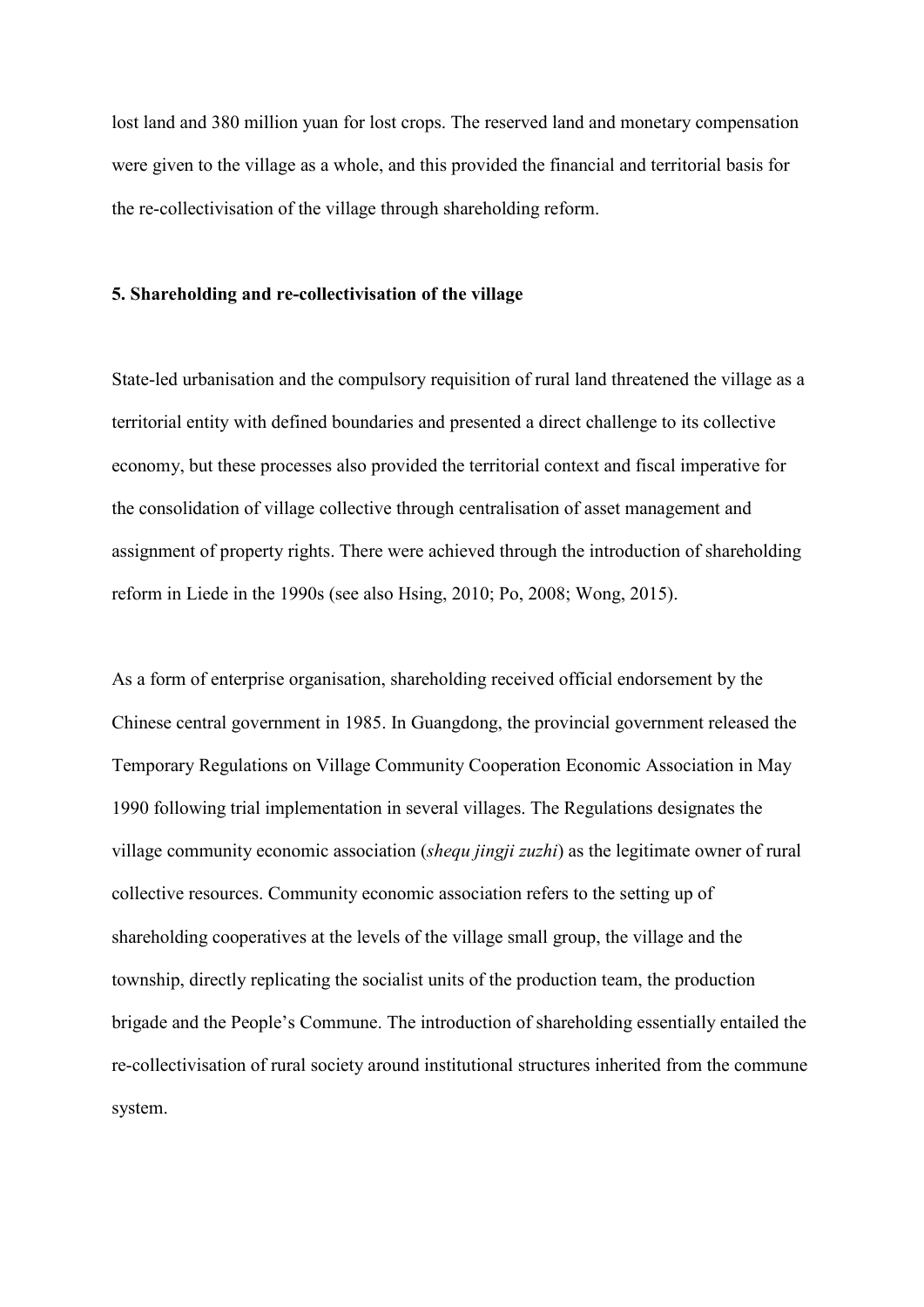lost land and 380 million yuan for lost crops. The reserved land and monetary compensation were given to the village as a whole, and this provided the financial and territorial basis for the re-collectivisation of the village through shareholding reform.

## 5. Shareholding and re-collectivisation of the village

State-led urbanisation and the compulsory requisition of rural land threatened the village as a territorial entity with defined boundaries and presented a direct challenge to its collective economy, but these processes also provided the territorial context and fiscal imperative for the consolidation of village collective through centralisation of asset management and assignment of property rights. There were achieved through the introduction of shareholding reform in Liede in the 1990s (see also Hsing, 2010; Po, 2008; Wong, 2015).

As a form of enterprise organisation, shareholding received official endorsement by the Chinese central government in 1985. In Guangdong, the provincial government released the Temporary Regulations on Village Community Cooperation Economic Association in May 1990 following trial implementation in several villages. The Regulations designates the village community economic association (*shequ jingji zuzhi*) as the legitimate owner of rural collective resources. Community economic association refers to the setting up of shareholding cooperatives at the levels of the village small group, the village and the township, directly replicating the socialist units of the production team, the production brigade and the People's Commune. The introduction of shareholding essentially entailed the re-collectivisation of rural society around institutional structures inherited from the commune system.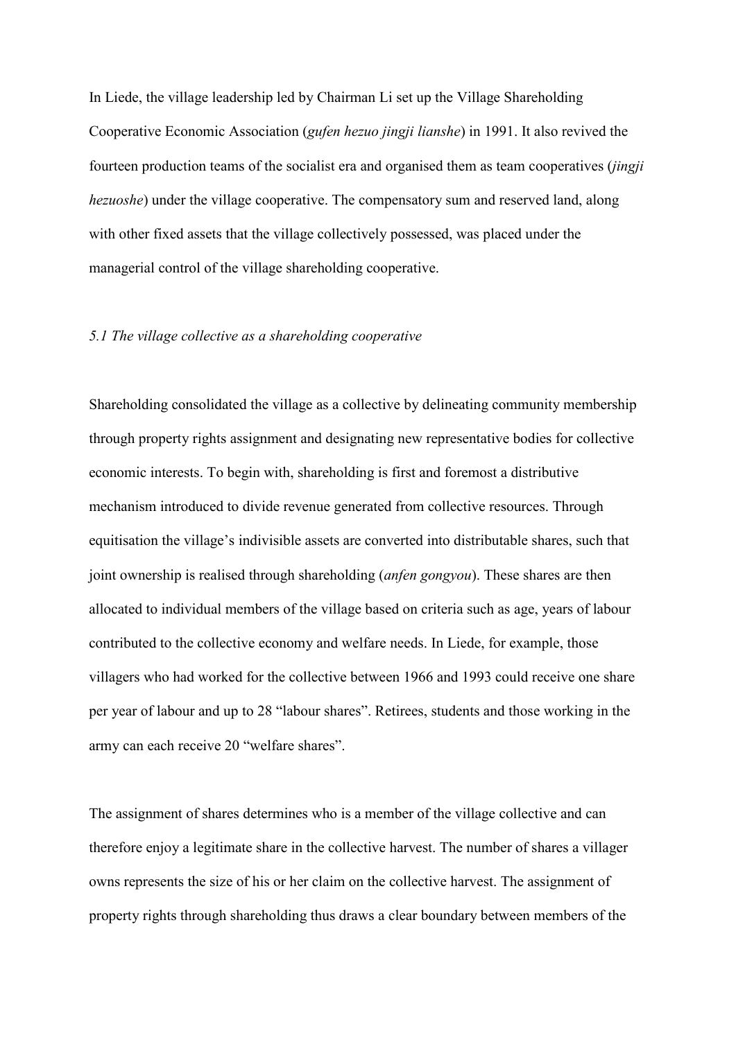In Liede, the village leadership led by Chairman Li set up the Village Shareholding Cooperative Economic Association (*gufen hezuo jingji lianshe*) in 1991. It also revived the fourteen production teams of the socialist era and organised them as team cooperatives (*jingji hezuoshe*) under the village cooperative. The compensatory sum and reserved land, along with other fixed assets that the village collectively possessed, was placed under the managerial control of the village shareholding cooperative.

### *5.1 The village collective as a shareholding cooperative*

Shareholding consolidated the village as a collective by delineating community membership through property rights assignment and designating new representative bodies for collective economic interests. To begin with, shareholding is first and foremost a distributive mechanism introduced to divide revenue generated from collective resources. Through equitisation the village's indivisible assets are converted into distributable shares, such that joint ownership is realised through shareholding (*anfen gongyou*). These shares are then allocated to individual members of the village based on criteria such as age, years of labour contributed to the collective economy and welfare needs. In Liede, for example, those villagers who had worked for the collective between 1966 and 1993 could receive one share per year of labour and up to 28 "labour shares". Retirees, students and those working in the army can each receive 20 "welfare shares".

The assignment of shares determines who is a member of the village collective and can therefore enjoy a legitimate share in the collective harvest. The number of shares a villager owns represents the size of his or her claim on the collective harvest. The assignment of property rights through shareholding thus draws a clear boundary between members of the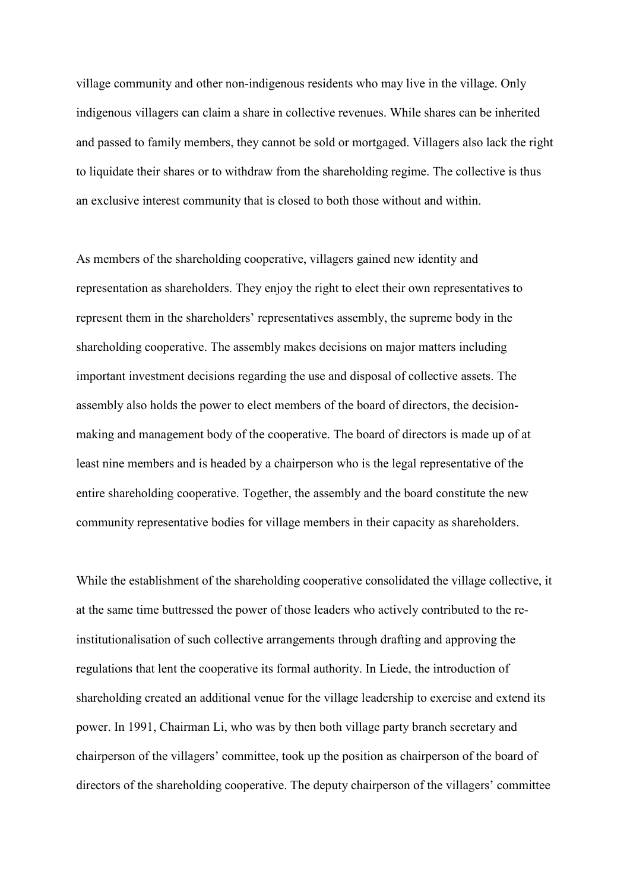village community and other non-indigenous residents who may live in the village. Only indigenous villagers can claim a share in collective revenues. While shares can be inherited and passed to family members, they cannot be sold or mortgaged. Villagers also lack the right to liquidate their shares or to withdraw from the shareholding regime. The collective is thus an exclusive interest community that is closed to both those without and within.

As members of the shareholding cooperative, villagers gained new identity and representation as shareholders. They enjoy the right to elect their own representatives to represent them in the shareholders' representatives assembly, the supreme body in the shareholding cooperative. The assembly makes decisions on major matters including important investment decisions regarding the use and disposal of collective assets. The assembly also holds the power to elect members of the board of directors, the decision-making and management body of the cooperative. The board of directors is made up of at least nine members and is headed by a chairperson who is the legal representative of the entire shareholding cooperative. Together, the assembly and the board constitute the new community representative bodies for village members in their capacity as shareholders.

While the establishment of the shareholding cooperative consolidated the village collective, it at the same time buttressed the power of those leaders who actively contributed to the re-institutionalisation of such collective arrangements through drafting and approving the regulations that lent the cooperative its formal authority. In Liede, the introduction of shareholding created an additional venue for the village leadership to exercise and extend its power. In 1991, Chairman Li, who was by then both village party branch secretary and chairperson of the villagers' committee, took up the position as chairperson of the board of directors of the shareholding cooperative. The deputy chairperson of the villagers' committee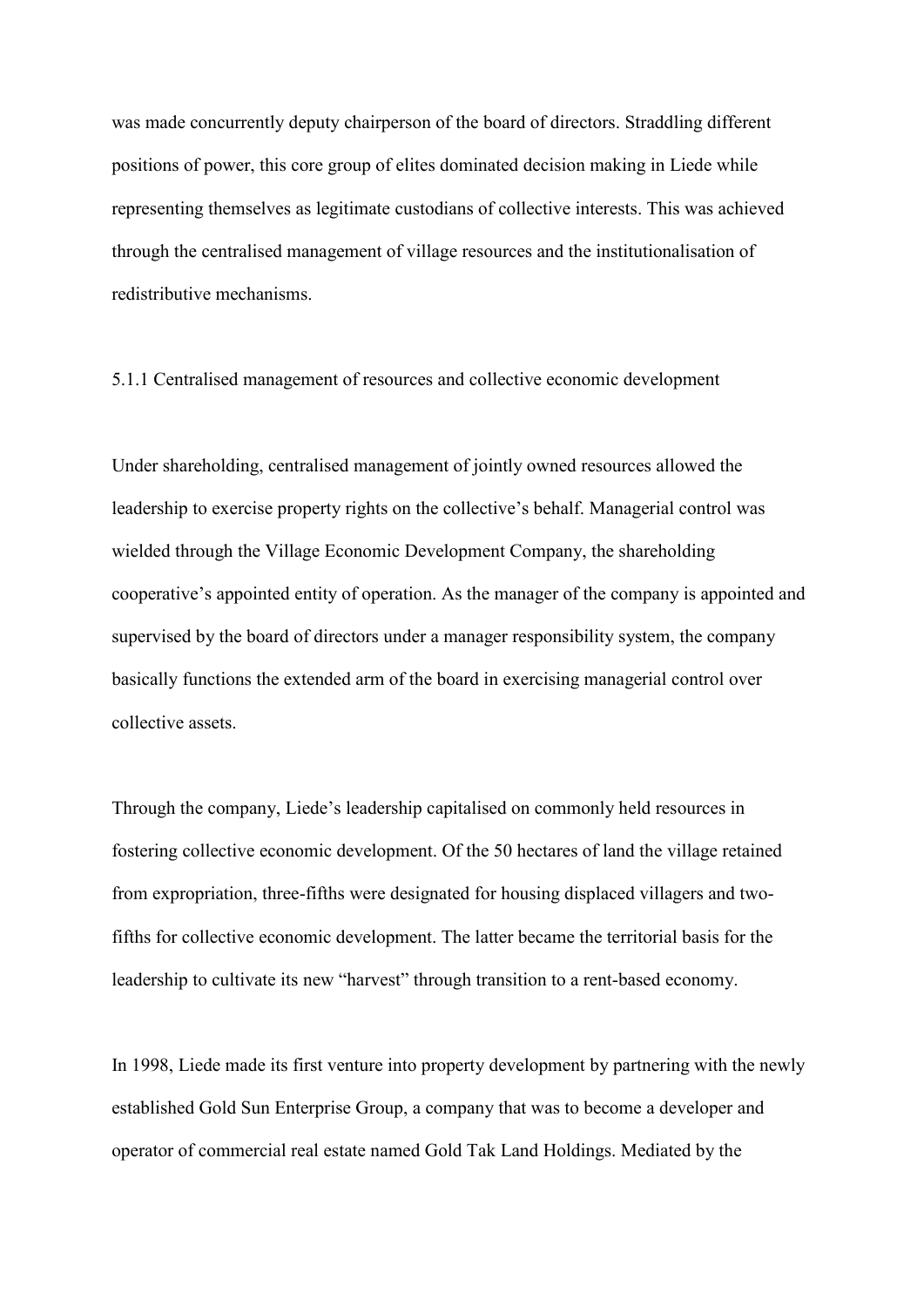was made concurrently deputy chairperson of the board of directors. Straddling different positions of power, this core group of elites dominated decision making in Liede while representing themselves as legitimate custodians of collective interests. This was achieved through the centralised management of village resources and the institutionalisation of redistributive mechanisms.

### 5.1.1 Centralised management of resources and collective economic development

Under shareholding, centralised management of jointly owned resources allowed the leadership to exercise property rights on the collective's behalf. Managerial control was wielded through the Village Economic Development Company, the shareholding cooperative's appointed entity of operation. As the manager of the company is appointed and supervised by the board of directors under a manager responsibility system, the company basically functions the extended arm of the board in exercising managerial control over collective assets.

Through the company, Liede's leadership capitalised on commonly held resources in fostering collective economic development. Of the 50 hectares of land the village retained from expropriation, three-fifths were designated for housing displaced villagers and two-fifths for collective economic development. The latter became the territorial basis for the leadership to cultivate its new "harvest" through transition to a rent-based economy.

In 1998, Liede made its first venture into property development by partnering with the newly established Gold Sun Enterprise Group, a company that was to become a developer and operator of commercial real estate named Gold Tak Land Holdings. Mediated by the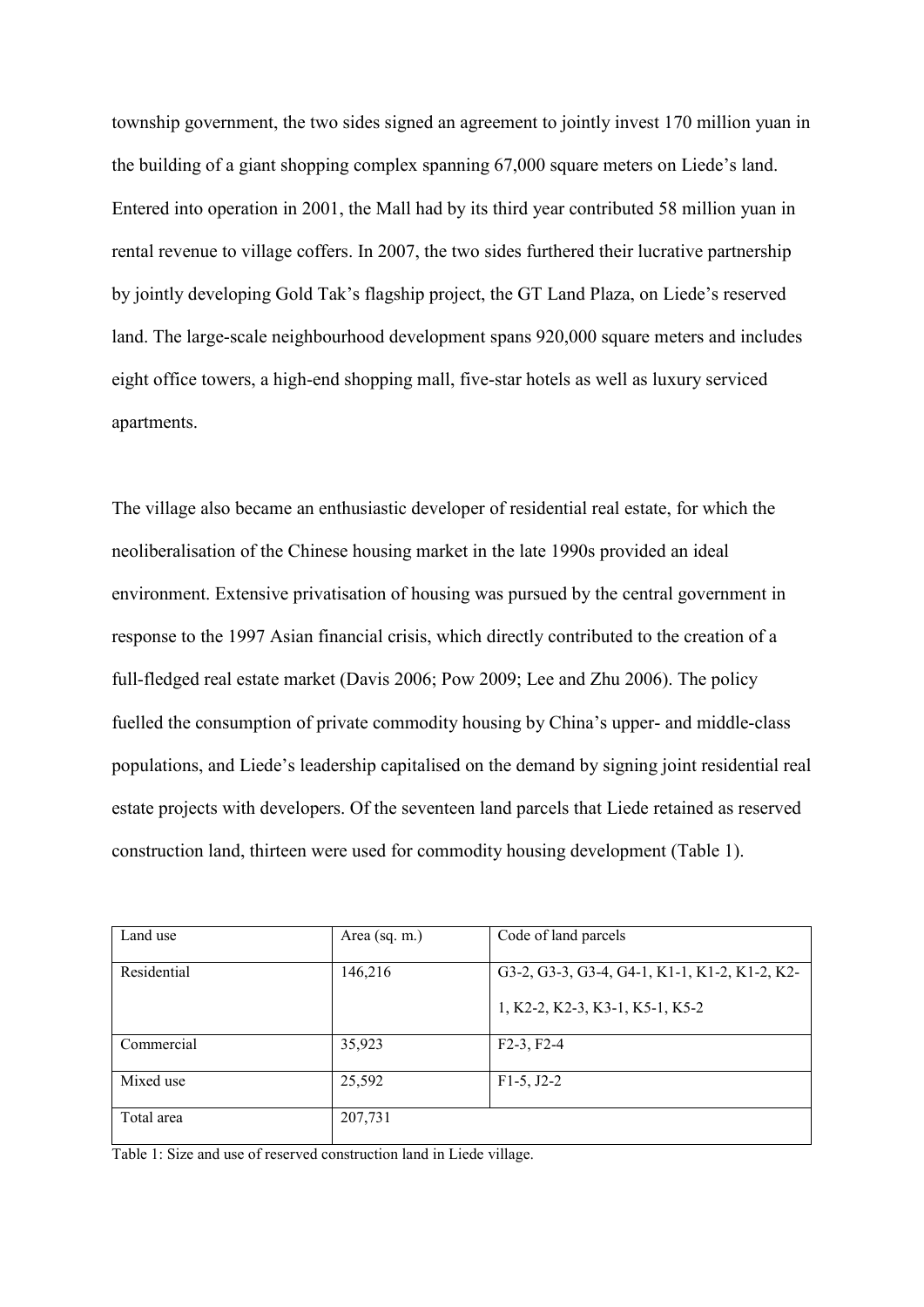township government, the two sides signed an agreement to jointly invest 170 million yuan in the building of a giant shopping complex spanning 67,000 square meters on Liede's land. Entered into operation in 2001, the Mall had by its third year contributed 58 million yuan in rental revenue to village coffers. In 2007, the two sides furthered their lucrative partnership by jointly developing Gold Tak's flagship project, the GT Land Plaza, on Liede's reserved land. The large-scale neighbourhood development spans 920,000 square meters and includes eight office towers, a high-end shopping mall, five-star hotels as well as luxury serviced apartments.

The village also became an enthusiastic developer of residential real estate, for which the neoliberalisation of the Chinese housing market in the late 1990s provided an ideal environment. Extensive privatisation of housing was pursued by the central government in response to the 1997 Asian financial crisis, which directly contributed to the creation of a full-fledged real estate market (Davis 2006; Pow 2009; Lee and Zhu 2006). The policy fuelled the consumption of private commodity housing by China's upper- and middle-class populations, and Liede's leadership capitalised on the demand by signing joint residential real estate projects with developers. Of the seventeen land parcels that Liede retained as reserved construction land, thirteen were used for commodity housing development (Table 1).

| Land use | Area (sq. m.) | Code of land parcels |
|---|---|---|
| Residential | 146,216 | G3-2, G3-3, G3-4, G4-1, K1-1, K1-2, K2-1, K2-2, K2-3, K3-1, K5-1, K5-2 |
| Commercial | 35,923 | F2-3, F2-4 |
| Mixed use | 25,592 | F1-5, J2-2 |
| Total area | 207,731 | |

Table 1: Size and use of reserved construction land in Liede village.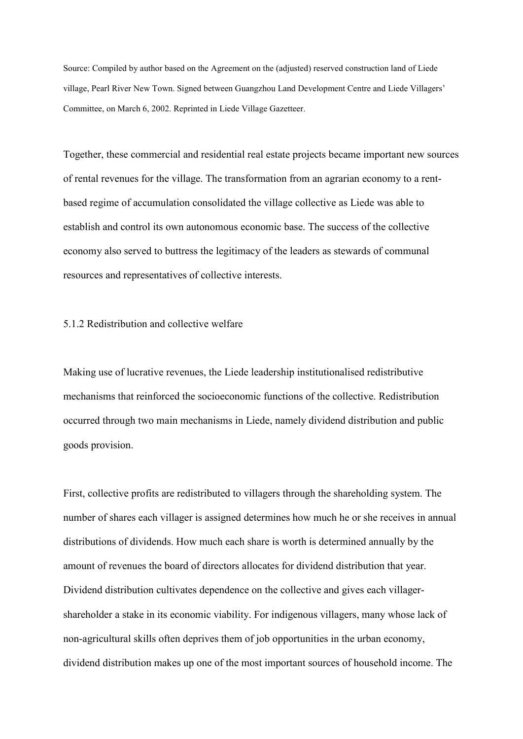Source: Compiled by author based on the Agreement on the (adjusted) reserved construction land of Liede village, Pearl River New Town. Signed between Guangzhou Land Development Centre and Liede Villagers' Committee, on March 6, 2002. Reprinted in Liede Village Gazetteer.

Together, these commercial and residential real estate projects became important new sources of rental revenues for the village. The transformation from an agrarian economy to a rent-based regime of accumulation consolidated the village collective as Liede was able to establish and control its own autonomous economic base. The success of the collective economy also served to buttress the legitimacy of the leaders as stewards of communal resources and representatives of collective interests.

### 5.1.2 Redistribution and collective welfare

Making use of lucrative revenues, the Liede leadership institutionalised redistributive mechanisms that reinforced the socioeconomic functions of the collective. Redistribution occurred through two main mechanisms in Liede, namely dividend distribution and public goods provision.

First, collective profits are redistributed to villagers through the shareholding system. The number of shares each villager is assigned determines how much he or she receives in annual distributions of dividends. How much each share is worth is determined annually by the amount of revenues the board of directors allocates for dividend distribution that year. Dividend distribution cultivates dependence on the collective and gives each villager-shareholder a stake in its economic viability. For indigenous villagers, many whose lack of non-agricultural skills often deprives them of job opportunities in the urban economy, dividend distribution makes up one of the most important sources of household income. The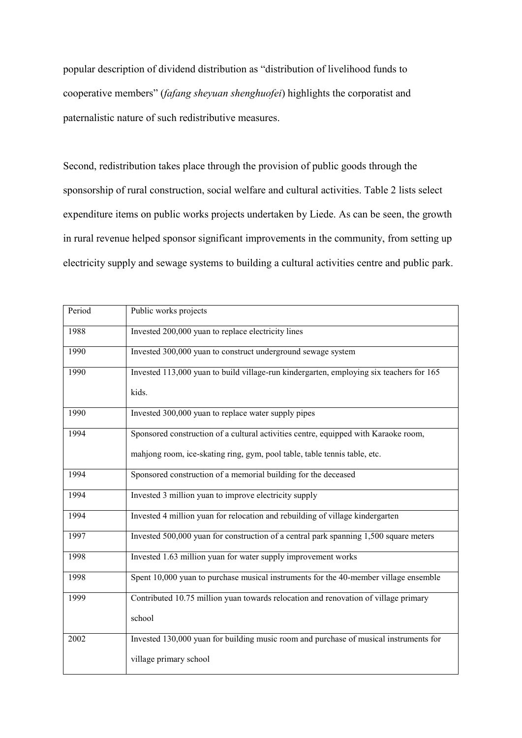popular description of dividend distribution as "distribution of livelihood funds to cooperative members" (*fafang sheyuan shenghuofei*) highlights the corporatist and paternalistic nature of such redistributive measures.

Second, redistribution takes place through the provision of public goods through the sponsorship of rural construction, social welfare and cultural activities. Table 2 lists select expenditure items on public works projects undertaken by Liede. As can be seen, the growth in rural revenue helped sponsor significant improvements in the community, from setting up electricity supply and sewage systems to building a cultural activities centre and public park.

| Period | Public works projects |
|---|---|
| 1988 | Invested 200,000 yuan to replace electricity lines |
| 1990 | Invested 300,000 yuan to construct underground sewage system |
| 1990 | Invested 113,000 yuan to build village-run kindergarten, employing six teachers for 165 kids. |
| 1990 | Invested 300,000 yuan to replace water supply pipes |
| 1994 | Sponsored construction of a cultural activities centre, equipped with Karaoke room, mahjong room, ice-skating ring, gym, pool table, table tennis table, etc. |
| 1994 | Sponsored construction of a memorial building for the deceased |
| 1994 | Invested 3 million yuan to improve electricity supply |
| 1994 | Invested 4 million yuan for relocation and rebuilding of village kindergarten |
| 1997 | Invested 500,000 yuan for construction of a central park spanning 1,500 square meters |
| 1998 | Invested 1.63 million yuan for water supply improvement works |
| 1998 | Spent 10,000 yuan to purchase musical instruments for the 40-member village ensemble |
| 1999 | Contributed 10.75 million yuan towards relocation and renovation of village primary school |
| 2002 | Invested 130,000 yuan for building music room and purchase of musical instruments for village primary school |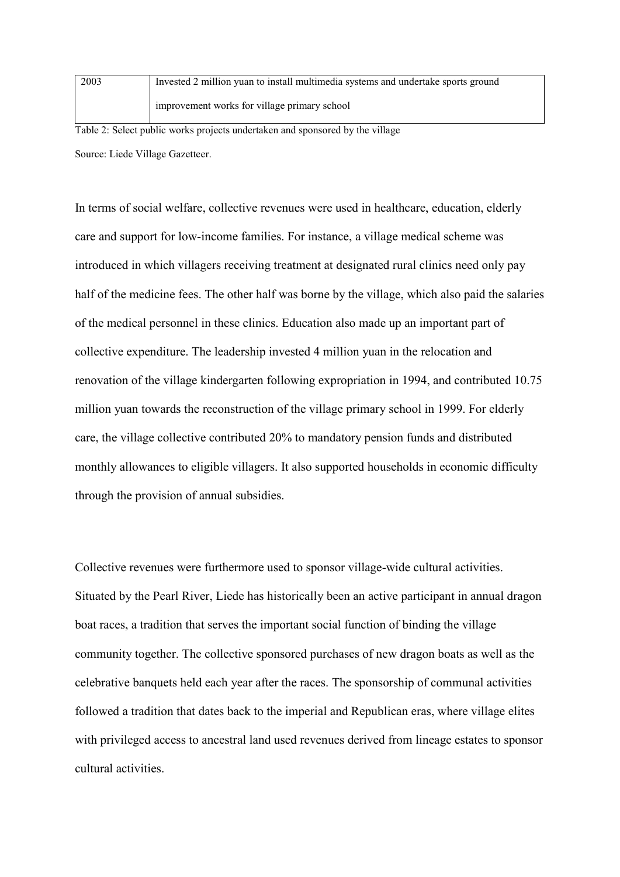| 2003 | Invested 2 million yuan to install multimedia systems and undertake sports ground improvement works for village primary school |
|---|---|

Table 2: Select public works projects undertaken and sponsored by the village

Source: Liede Village Gazetteer.

In terms of social welfare, collective revenues were used in healthcare, education, elderly care and support for low-income families. For instance, a village medical scheme was introduced in which villagers receiving treatment at designated rural clinics need only pay half of the medicine fees. The other half was borne by the village, which also paid the salaries of the medical personnel in these clinics. Education also made up an important part of collective expenditure. The leadership invested 4 million yuan in the relocation and renovation of the village kindergarten following expropriation in 1994, and contributed 10.75 million yuan towards the reconstruction of the village primary school in 1999. For elderly care, the village collective contributed 20% to mandatory pension funds and distributed monthly allowances to eligible villagers. It also supported households in economic difficulty through the provision of annual subsidies.

Collective revenues were furthermore used to sponsor village-wide cultural activities. Situated by the Pearl River, Liede has historically been an active participant in annual dragon boat races, a tradition that serves the important social function of binding the village community together. The collective sponsored purchases of new dragon boats as well as the celebrative banquets held each year after the races. The sponsorship of communal activities followed a tradition that dates back to the imperial and Republican eras, where village elites with privileged access to ancestral land used revenues derived from lineage estates to sponsor cultural activities.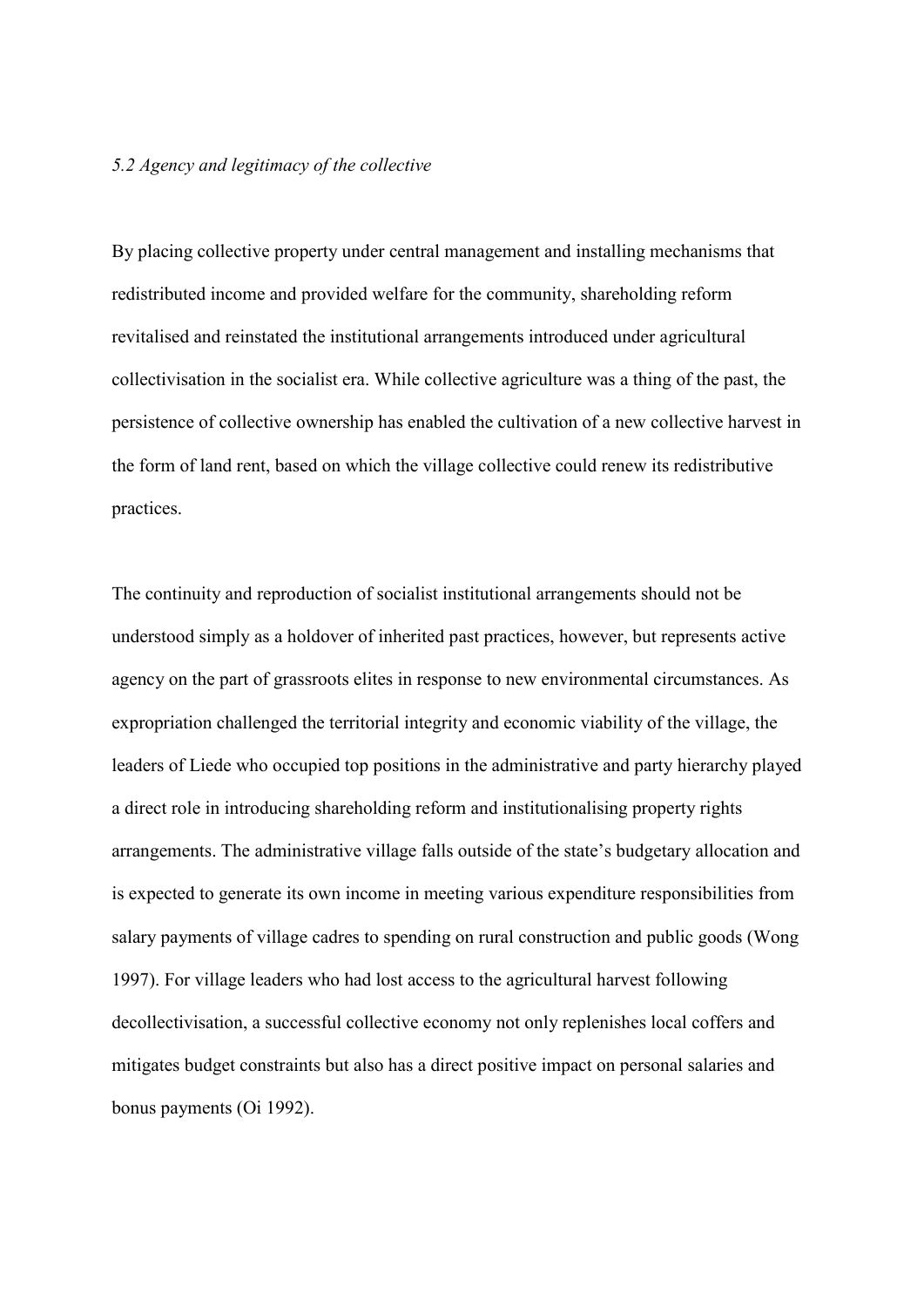*5.2 Agency and legitimacy of the collective*

By placing collective property under central management and installing mechanisms that redistributed income and provided welfare for the community, shareholding reform revitalised and reinstated the institutional arrangements introduced under agricultural collectivisation in the socialist era. While collective agriculture was a thing of the past, the persistence of collective ownership has enabled the cultivation of a new collective harvest in the form of land rent, based on which the village collective could renew its redistributive practices.

The continuity and reproduction of socialist institutional arrangements should not be understood simply as a holdover of inherited past practices, however, but represents active agency on the part of grassroots elites in response to new environmental circumstances. As expropriation challenged the territorial integrity and economic viability of the village, the leaders of Liede who occupied top positions in the administrative and party hierarchy played a direct role in introducing shareholding reform and institutionalising property rights arrangements. The administrative village falls outside of the state's budgetary allocation and is expected to generate its own income in meeting various expenditure responsibilities from salary payments of village cadres to spending on rural construction and public goods (Wong 1997). For village leaders who had lost access to the agricultural harvest following decollectivisation, a successful collective economy not only replenishes local coffers and mitigates budget constraints but also has a direct positive impact on personal salaries and bonus payments (Oi 1992).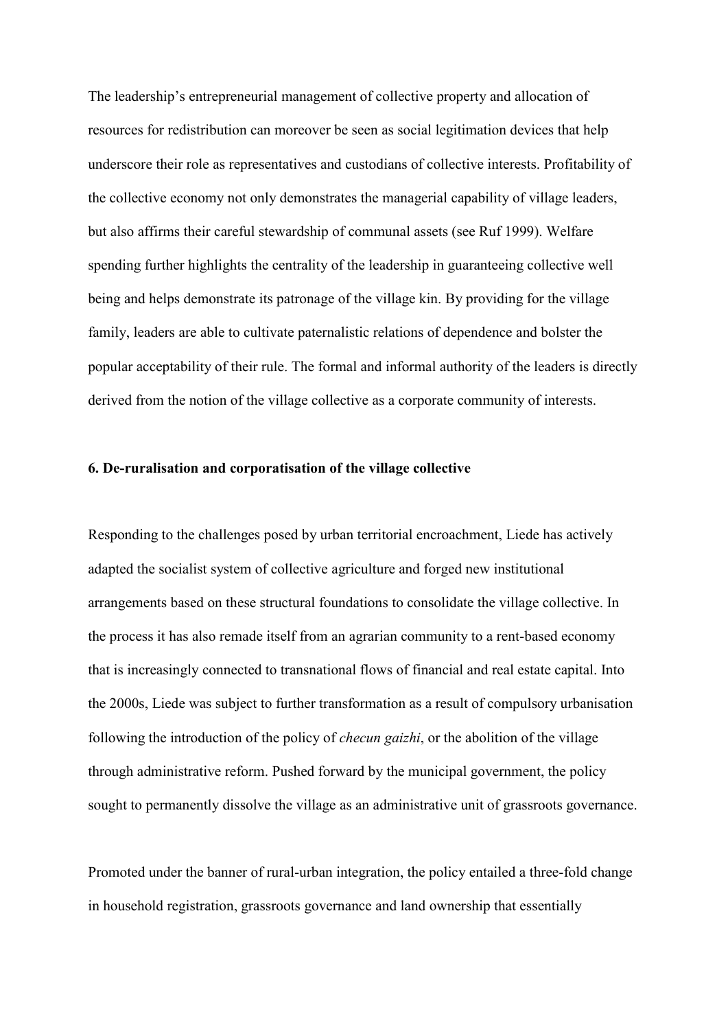The leadership's entrepreneurial management of collective property and allocation of resources for redistribution can moreover be seen as social legitimation devices that help underscore their role as representatives and custodians of collective interests. Profitability of the collective economy not only demonstrates the managerial capability of village leaders, but also affirms their careful stewardship of communal assets (see Ruf 1999). Welfare spending further highlights the centrality of the leadership in guaranteeing collective well being and helps demonstrate its patronage of the village kin. By providing for the village family, leaders are able to cultivate paternalistic relations of dependence and bolster the popular acceptability of their rule. The formal and informal authority of the leaders is directly derived from the notion of the village collective as a corporate community of interests.

### 6. De-ruralisation and corporatisation of the village collective

Responding to the challenges posed by urban territorial encroachment, Liede has actively adapted the socialist system of collective agriculture and forged new institutional arrangements based on these structural foundations to consolidate the village collective. In the process it has also remade itself from an agrarian community to a rent-based economy that is increasingly connected to transnational flows of financial and real estate capital. Into the 2000s, Liede was subject to further transformation as a result of compulsory urbanisation following the introduction of the policy of *checun gaizhi*, or the abolition of the village through administrative reform. Pushed forward by the municipal government, the policy sought to permanently dissolve the village as an administrative unit of grassroots governance.

Promoted under the banner of rural-urban integration, the policy entailed a three-fold change in household registration, grassroots governance and land ownership that essentially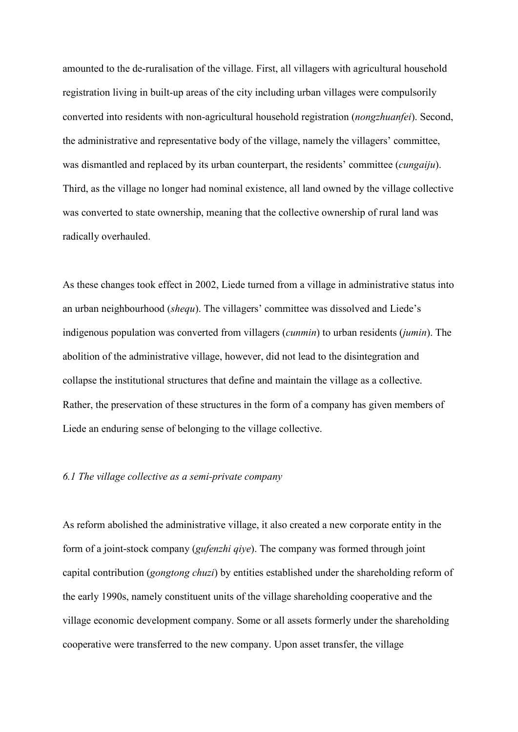amounted to the de-ruralisation of the village. First, all villagers with agricultural household registration living in built-up areas of the city including urban villages were compulsorily converted into residents with non-agricultural household registration (*nongzhuanfei*). Second, the administrative and representative body of the village, namely the villagers' committee, was dismantled and replaced by its urban counterpart, the residents' committee (*cungaiju*). Third, as the village no longer had nominal existence, all land owned by the village collective was converted to state ownership, meaning that the collective ownership of rural land was radically overhauled.

As these changes took effect in 2002, Liede turned from a village in administrative status into an urban neighbourhood (*shequ*). The villagers' committee was dissolved and Liede's indigenous population was converted from villagers (*cunmin*) to urban residents (*jumin*). The abolition of the administrative village, however, did not lead to the disintegration and collapse the institutional structures that define and maintain the village as a collective. Rather, the preservation of these structures in the form of a company has given members of Liede an enduring sense of belonging to the village collective.

### *6.1 The village collective as a semi-private company*

As reform abolished the administrative village, it also created a new corporate entity in the form of a joint-stock company (*gufenzhi qiye*). The company was formed through joint capital contribution (*gongtong chuzi*) by entities established under the shareholding reform of the early 1990s, namely constituent units of the village shareholding cooperative and the village economic development company. Some or all assets formerly under the shareholding cooperative were transferred to the new company. Upon asset transfer, the village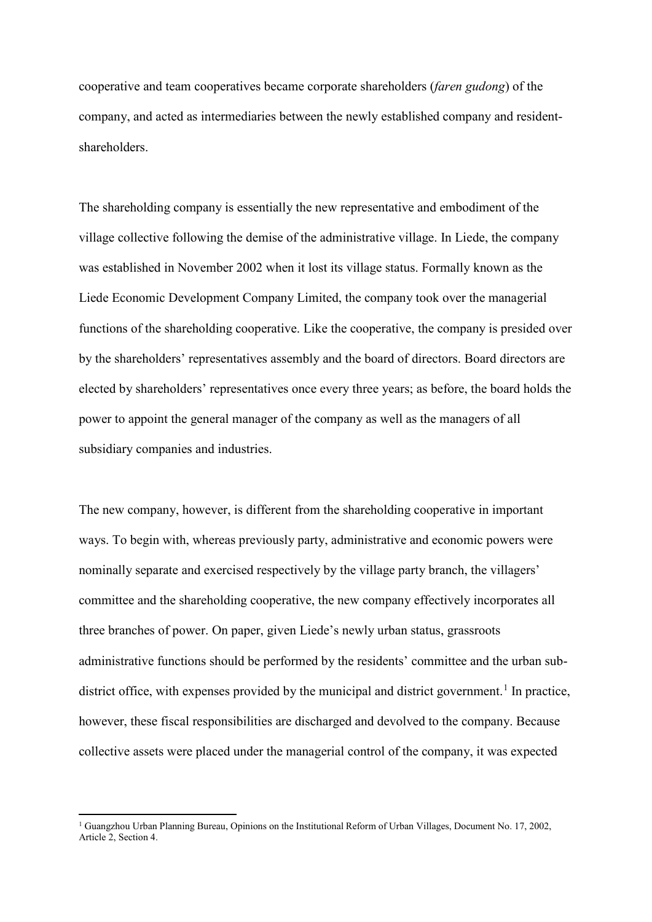cooperative and team cooperatives became corporate shareholders (*faren gudong*) of the company, and acted as intermediaries between the newly established company and resident-shareholders.

The shareholding company is essentially the new representative and embodiment of the village collective following the demise of the administrative village. In Liede, the company was established in November 2002 when it lost its village status. Formally known as the Liede Economic Development Company Limited, the company took over the managerial functions of the shareholding cooperative. Like the cooperative, the company is presided over by the shareholders' representatives assembly and the board of directors. Board directors are elected by shareholders' representatives once every three years; as before, the board holds the power to appoint the general manager of the company as well as the managers of all subsidiary companies and industries.

The new company, however, is different from the shareholding cooperative in important ways. To begin with, whereas previously party, administrative and economic powers were nominally separate and exercised respectively by the village party branch, the villagers' committee and the shareholding cooperative, the new company effectively incorporates all three branches of power. On paper, given Liede's newly urban status, grassroots administrative functions should be performed by the residents' committee and the urban sub-district office, with expenses provided by the municipal and district government.[1] In practice, however, these fiscal responsibilities are discharged and devolved to the company. Because collective assets were placed under the managerial control of the company, it was expected

[1] Guangzhou Urban Planning Bureau, Opinions on the Institutional Reform of Urban Villages, Document No. 17, 2002, Article 2, Section 4.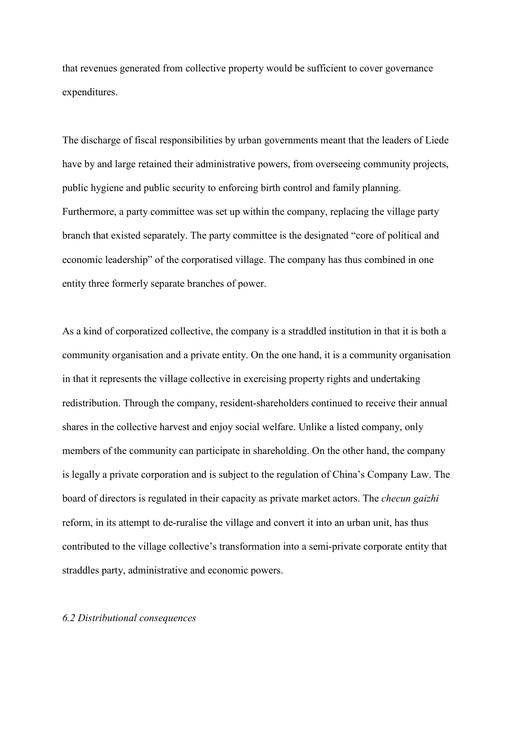that revenues generated from collective property would be sufficient to cover governance expenditures.

The discharge of fiscal responsibilities by urban governments meant that the leaders of Liede have by and large retained their administrative powers, from overseeing community projects, public hygiene and public security to enforcing birth control and family planning. Furthermore, a party committee was set up within the company, replacing the village party branch that existed separately. The party committee is the designated "core of political and economic leadership" of the corporatised village. The company has thus combined in one entity three formerly separate branches of power.

As a kind of corporatized collective, the company is a straddled institution in that it is both a community organisation and a private entity. On the one hand, it is a community organisation in that it represents the village collective in exercising property rights and undertaking redistribution. Through the company, resident-shareholders continued to receive their annual shares in the collective harvest and enjoy social welfare. Unlike a listed company, only members of the community can participate in shareholding. On the other hand, the company is legally a private corporation and is subject to the regulation of China's Company Law. The board of directors is regulated in their capacity as private market actors. The *checun gaizhi* reform, in its attempt to de-ruralise the village and convert it into an urban unit, has thus contributed to the village collective's transformation into a semi-private corporate entity that straddles party, administrative and economic powers.

### *6.2 Distributional consequences*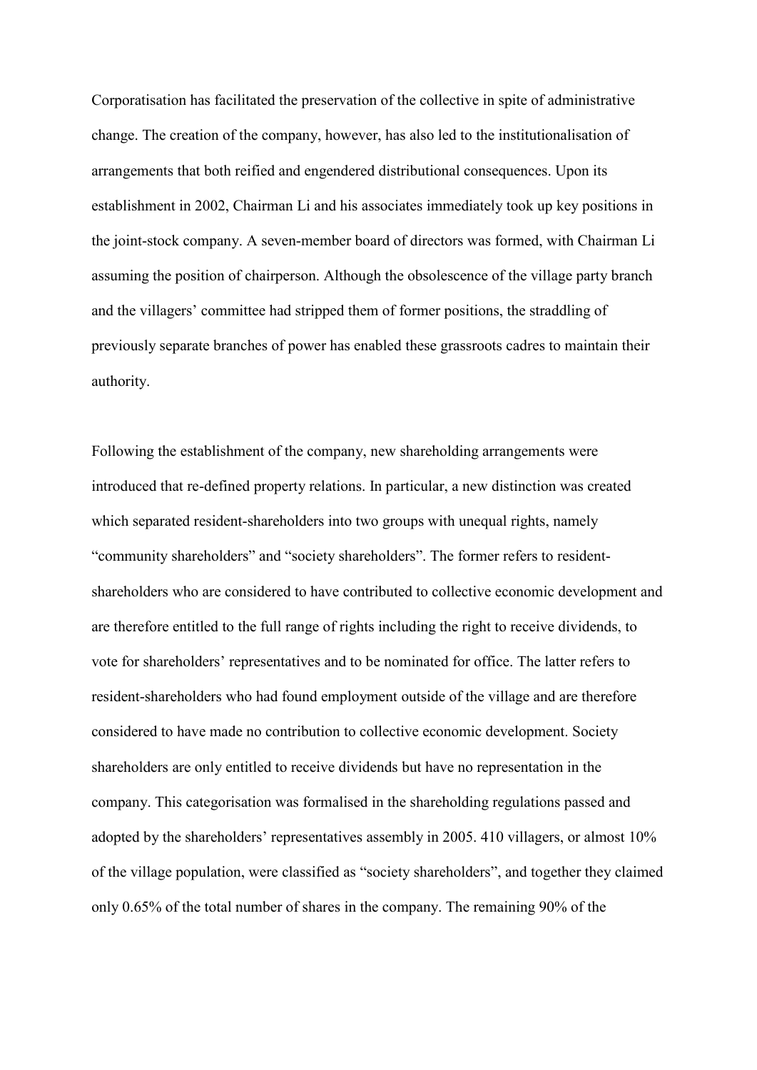Corporatisation has facilitated the preservation of the collective in spite of administrative change. The creation of the company, however, has also led to the institutionalisation of arrangements that both reified and engendered distributional consequences. Upon its establishment in 2002, Chairman Li and his associates immediately took up key positions in the joint-stock company. A seven-member board of directors was formed, with Chairman Li assuming the position of chairperson. Although the obsolescence of the village party branch and the villagers' committee had stripped them of former positions, the straddling of previously separate branches of power has enabled these grassroots cadres to maintain their authority.

Following the establishment of the company, new shareholding arrangements were introduced that re-defined property relations. In particular, a new distinction was created which separated resident-shareholders into two groups with unequal rights, namely "community shareholders" and "society shareholders". The former refers to resident-shareholders who are considered to have contributed to collective economic development and are therefore entitled to the full range of rights including the right to receive dividends, to vote for shareholders' representatives and to be nominated for office. The latter refers to resident-shareholders who had found employment outside of the village and are therefore considered to have made no contribution to collective economic development. Society shareholders are only entitled to receive dividends but have no representation in the company. This categorisation was formalised in the shareholding regulations passed and adopted by the shareholders' representatives assembly in 2005. 410 villagers, or almost 10% of the village population, were classified as "society shareholders", and together they claimed only 0.65% of the total number of shares in the company. The remaining 90% of the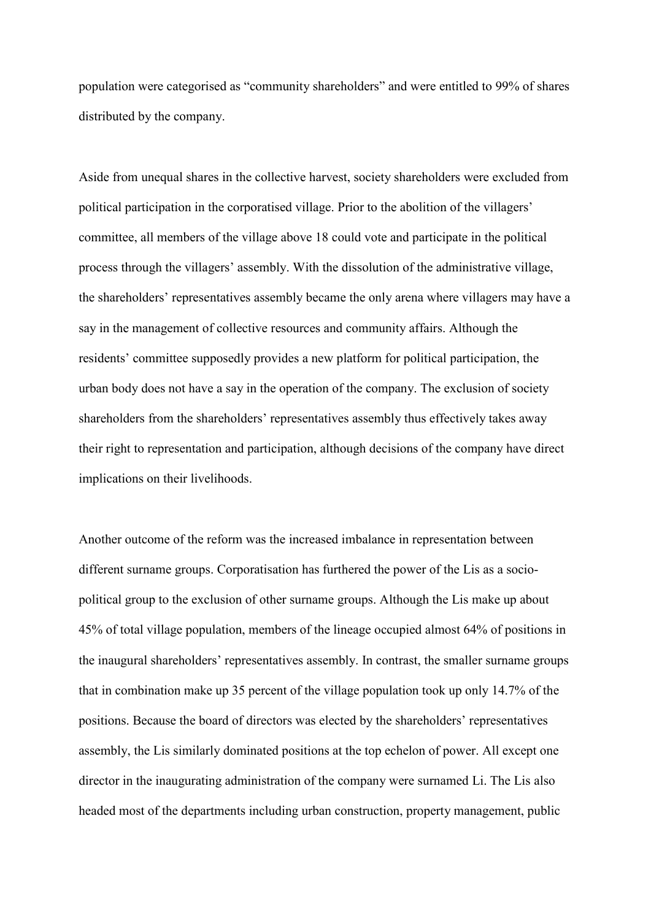population were categorised as “community shareholders” and were entitled to 99% of shares distributed by the company.

Aside from unequal shares in the collective harvest, society shareholders were excluded from political participation in the corporatised village. Prior to the abolition of the villagers’ committee, all members of the village above 18 could vote and participate in the political process through the villagers’ assembly. With the dissolution of the administrative village, the shareholders’ representatives assembly became the only arena where villagers may have a say in the management of collective resources and community affairs. Although the residents’ committee supposedly provides a new platform for political participation, the urban body does not have a say in the operation of the company. The exclusion of society shareholders from the shareholders’ representatives assembly thus effectively takes away their right to representation and participation, although decisions of the company have direct implications on their livelihoods.

Another outcome of the reform was the increased imbalance in representation between different surname groups. Corporatisation has furthered the power of the Lis as a socio-political group to the exclusion of other surname groups. Although the Lis make up about 45% of total village population, members of the lineage occupied almost 64% of positions in the inaugural shareholders’ representatives assembly. In contrast, the smaller surname groups that in combination make up 35 percent of the village population took up only 14.7% of the positions. Because the board of directors was elected by the shareholders’ representatives assembly, the Lis similarly dominated positions at the top echelon of power. All except one director in the inaugurating administration of the company were surnamed Li. The Lis also headed most of the departments including urban construction, property management, public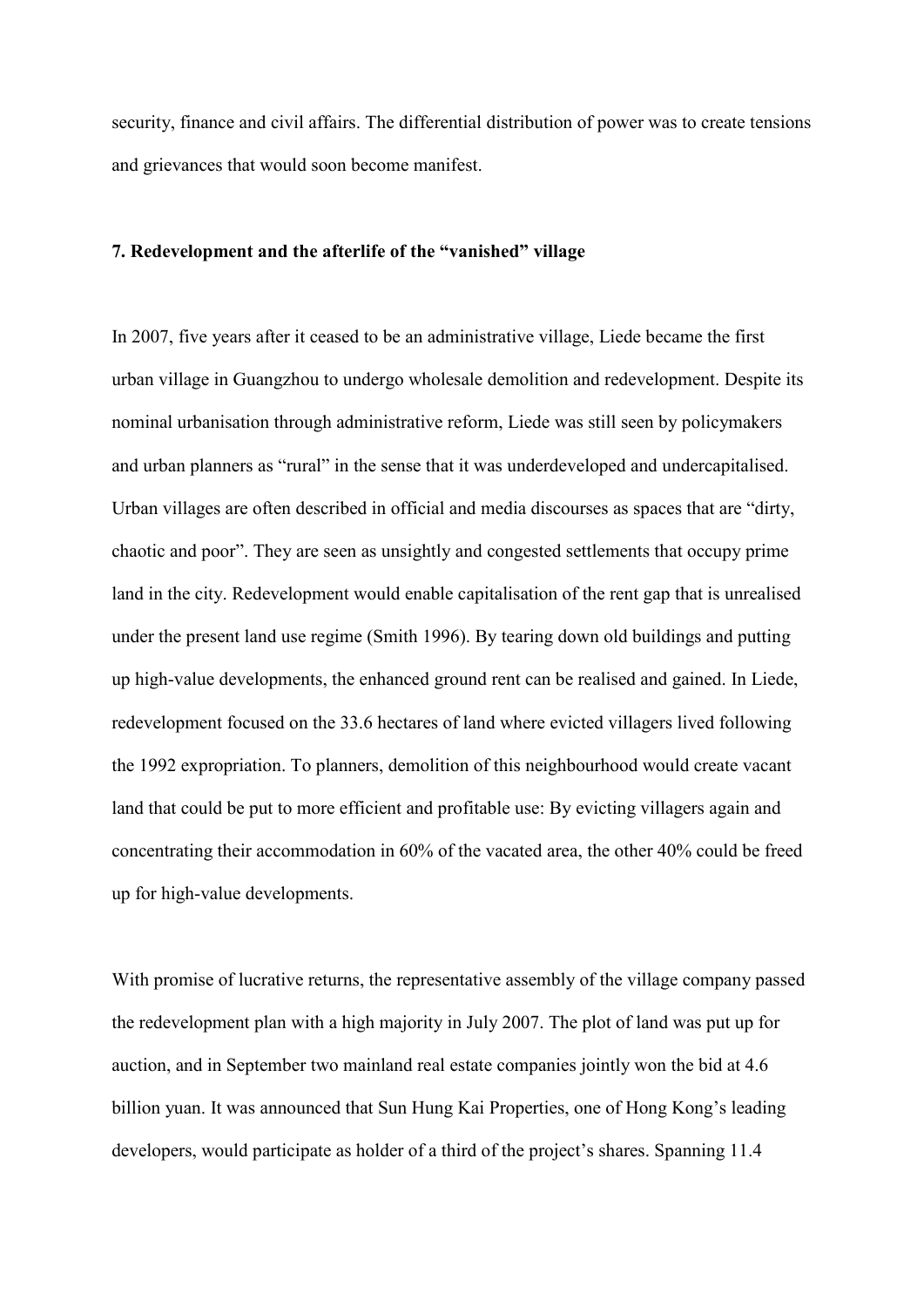security, finance and civil affairs. The differential distribution of power was to create tensions and grievances that would soon become manifest.

## 7. Redevelopment and the afterlife of the "vanished" village

In 2007, five years after it ceased to be an administrative village, Liede became the first urban village in Guangzhou to undergo wholesale demolition and redevelopment. Despite its nominal urbanisation through administrative reform, Liede was still seen by policymakers and urban planners as "rural" in the sense that it was underdeveloped and undercapitalised. Urban villages are often described in official and media discourses as spaces that are "dirty, chaotic and poor". They are seen as unsightly and congested settlements that occupy prime land in the city. Redevelopment would enable capitalisation of the rent gap that is unrealised under the present land use regime (Smith 1996). By tearing down old buildings and putting up high-value developments, the enhanced ground rent can be realised and gained. In Liede, redevelopment focused on the 33.6 hectares of land where evicted villagers lived following the 1992 expropriation. To planners, demolition of this neighbourhood would create vacant land that could be put to more efficient and profitable use: By evicting villagers again and concentrating their accommodation in 60% of the vacated area, the other 40% could be freed up for high-value developments.

With promise of lucrative returns, the representative assembly of the village company passed the redevelopment plan with a high majority in July 2007. The plot of land was put up for auction, and in September two mainland real estate companies jointly won the bid at 4.6 billion yuan. It was announced that Sun Hung Kai Properties, one of Hong Kong's leading developers, would participate as holder of a third of the project's shares. Spanning 11.4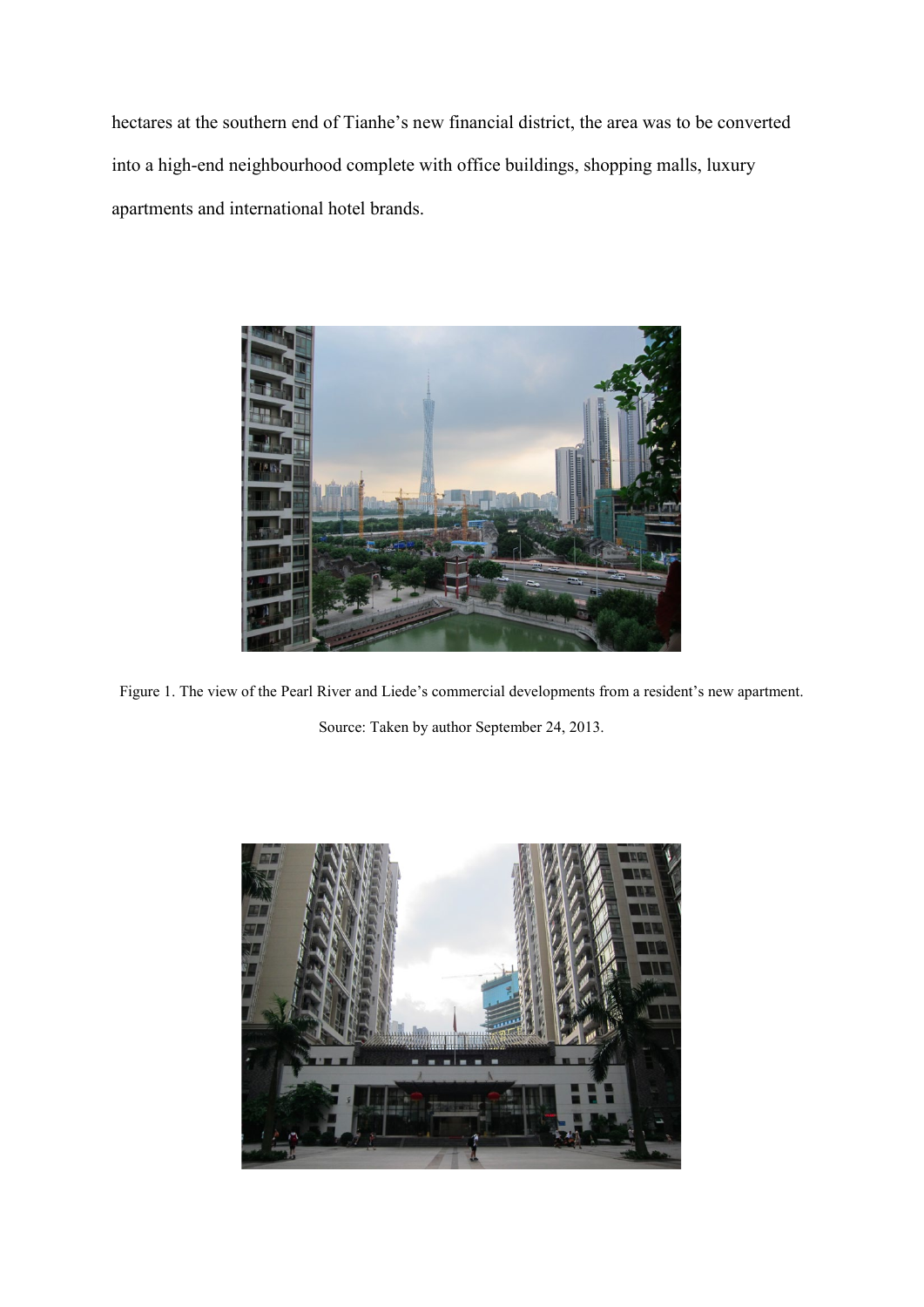hectares at the southern end of Tianhe's new financial district, the area was to be converted into a high-end neighbourhood complete with office buildings, shopping malls, luxury apartments and international hotel brands.

Figure 1. The view of the Pearl River and Liede's commercial developments from a resident's new apartment. Source: Taken by author September 24, 2013.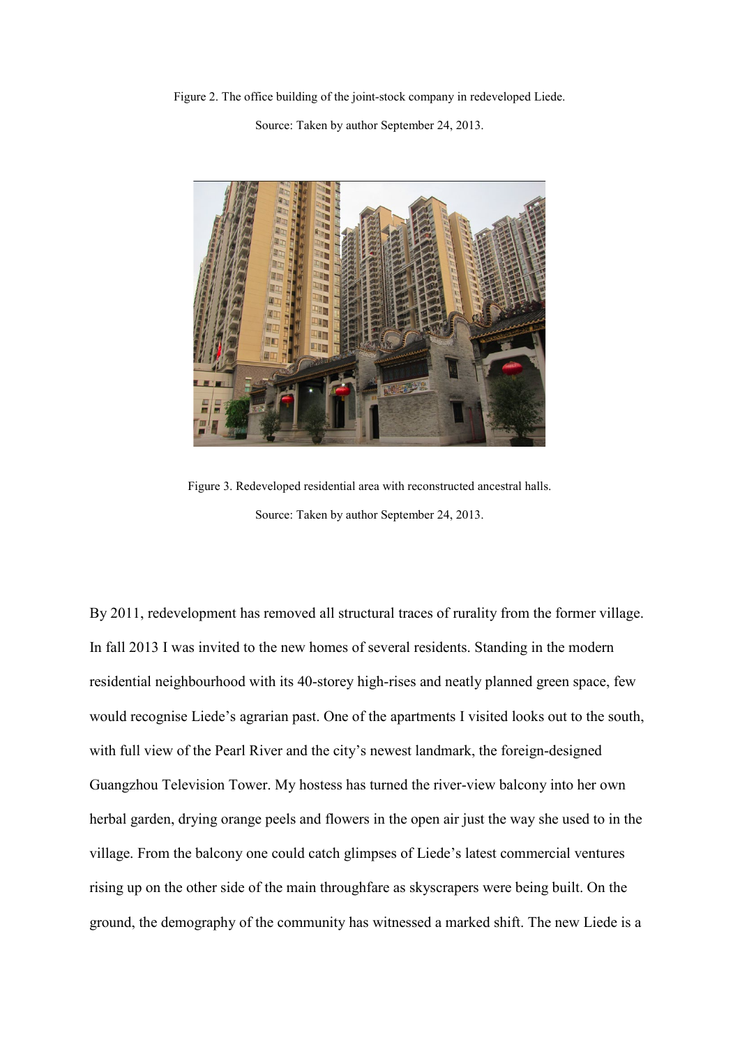Figure 2. The office building of the joint-stock company in redeveloped Liede.

Source: Taken by author September 24, 2013.

Figure 3. Redeveloped residential area with reconstructed ancestral halls.

Source: Taken by author September 24, 2013.

By 2011, redevelopment has removed all structural traces of rurality from the former village. In fall 2013 I was invited to the new homes of several residents. Standing in the modern residential neighbourhood with its 40-storey high-rises and neatly planned green space, few would recognise Liede's agrarian past. One of the apartments I visited looks out to the south, with full view of the Pearl River and the city's newest landmark, the foreign-designed Guangzhou Television Tower. My hostess has turned the river-view balcony into her own herbal garden, drying orange peels and flowers in the open air just the way she used to in the village. From the balcony one could catch glimpses of Liede's latest commercial ventures rising up on the other side of the main throughfare as skyscrapers were being built. On the ground, the demography of the community has witnessed a marked shift. The new Liede is a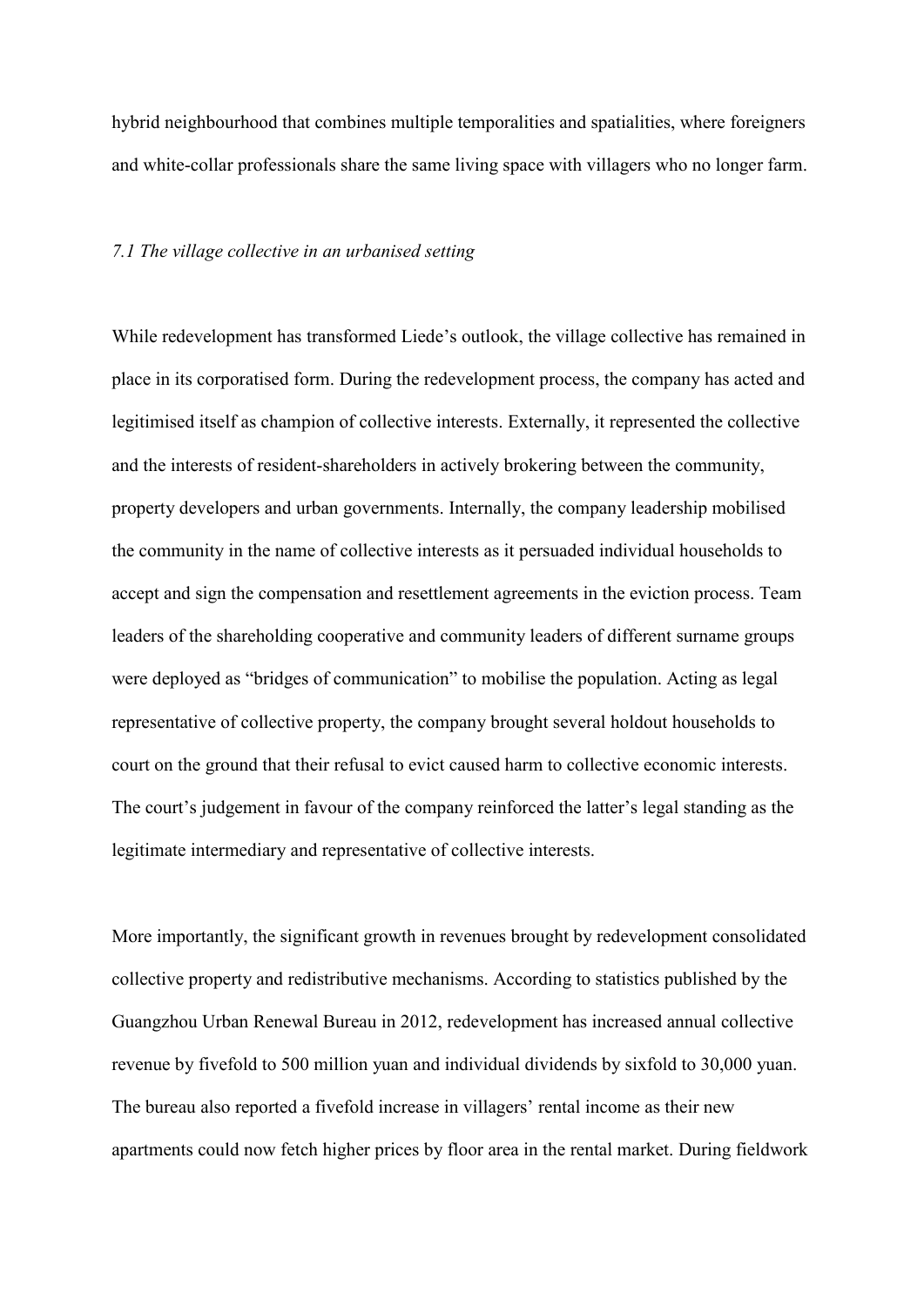hybrid neighbourhood that combines multiple temporalities and spatialities, where foreigners and white-collar professionals share the same living space with villagers who no longer farm.

### *7.1 The village collective in an urbanised setting*

While redevelopment has transformed Liede's outlook, the village collective has remained in place in its corporatised form. During the redevelopment process, the company has acted and legitimised itself as champion of collective interests. Externally, it represented the collective and the interests of resident-shareholders in actively brokering between the community, property developers and urban governments. Internally, the company leadership mobilised the community in the name of collective interests as it persuaded individual households to accept and sign the compensation and resettlement agreements in the eviction process. Team leaders of the shareholding cooperative and community leaders of different surname groups were deployed as "bridges of communication" to mobilise the population. Acting as legal representative of collective property, the company brought several holdout households to court on the ground that their refusal to evict caused harm to collective economic interests. The court's judgement in favour of the company reinforced the latter's legal standing as the legitimate intermediary and representative of collective interests.

More importantly, the significant growth in revenues brought by redevelopment consolidated collective property and redistributive mechanisms. According to statistics published by the Guangzhou Urban Renewal Bureau in 2012, redevelopment has increased annual collective revenue by fivefold to 500 million yuan and individual dividends by sixfold to 30,000 yuan. The bureau also reported a fivefold increase in villagers' rental income as their new apartments could now fetch higher prices by floor area in the rental market. During fieldwork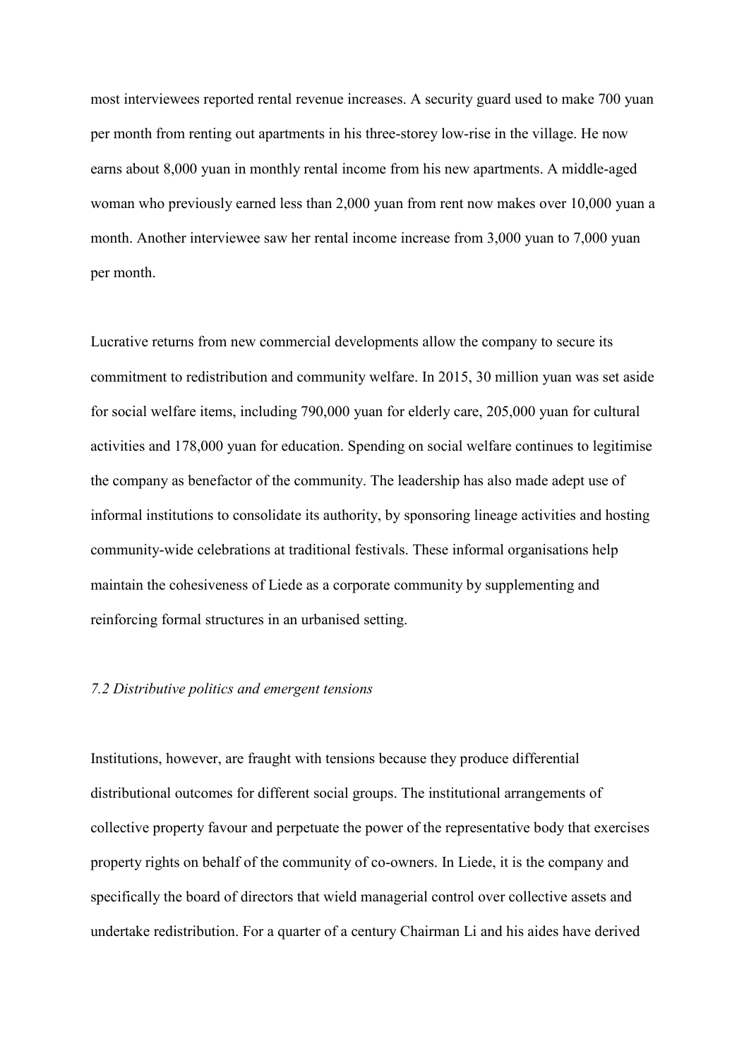most interviewees reported rental revenue increases. A security guard used to make 700 yuan per month from renting out apartments in his three-storey low-rise in the village. He now earns about 8,000 yuan in monthly rental income from his new apartments. A middle-aged woman who previously earned less than 2,000 yuan from rent now makes over 10,000 yuan a month. Another interviewee saw her rental income increase from 3,000 yuan to 7,000 yuan per month.

Lucrative returns from new commercial developments allow the company to secure its commitment to redistribution and community welfare. In 2015, 30 million yuan was set aside for social welfare items, including 790,000 yuan for elderly care, 205,000 yuan for cultural activities and 178,000 yuan for education. Spending on social welfare continues to legitimise the company as benefactor of the community. The leadership has also made adept use of informal institutions to consolidate its authority, by sponsoring lineage activities and hosting community-wide celebrations at traditional festivals. These informal organisations help maintain the cohesiveness of Liede as a corporate community by supplementing and reinforcing formal structures in an urbanised setting.

*7.2 Distributive politics and emergent tensions*

Institutions, however, are fraught with tensions because they produce differential distributional outcomes for different social groups. The institutional arrangements of collective property favour and perpetuate the power of the representative body that exercises property rights on behalf of the community of co-owners. In Liede, it is the company and specifically the board of directors that wield managerial control over collective assets and undertake redistribution. For a quarter of a century Chairman Li and his aides have derived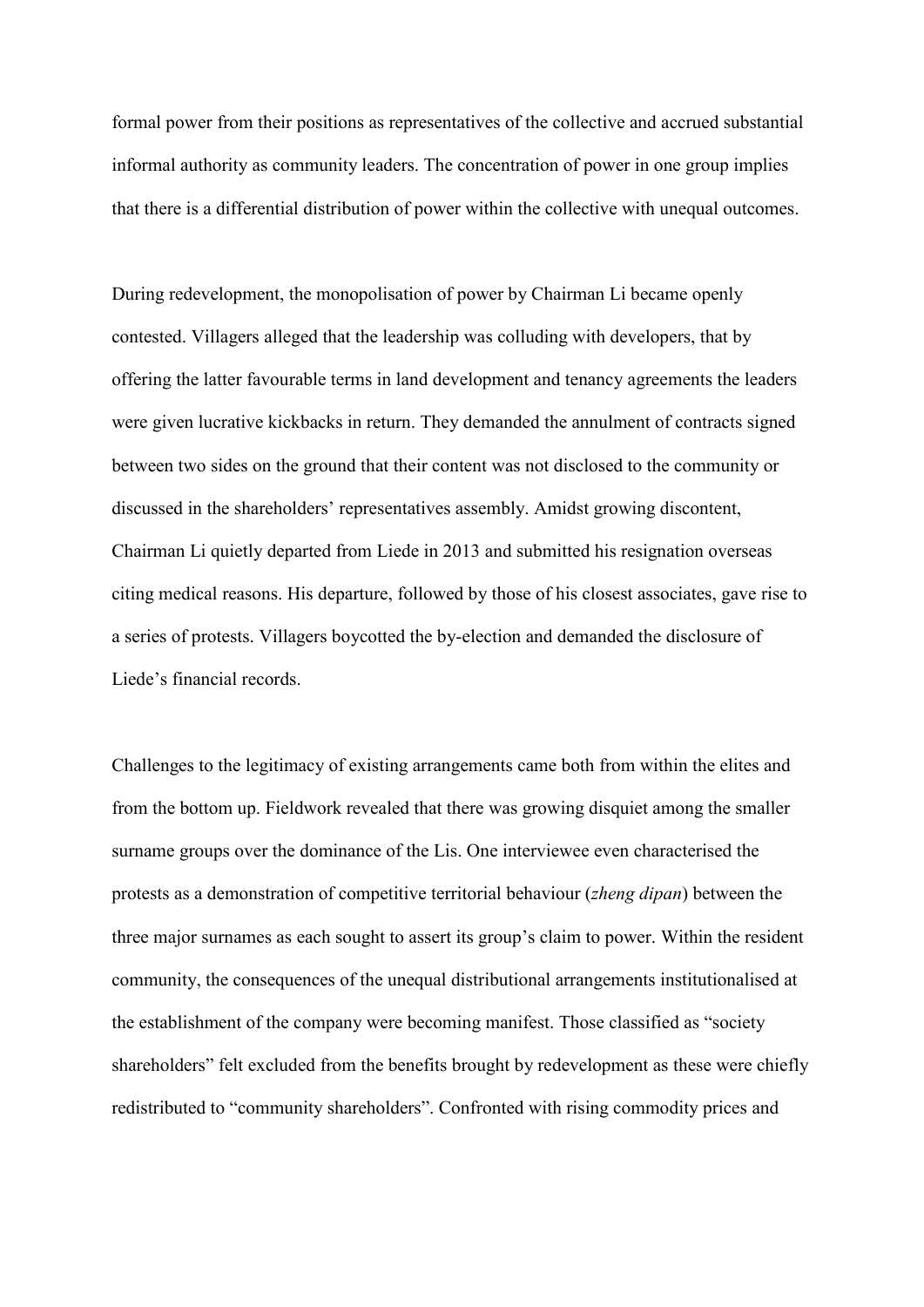formal power from their positions as representatives of the collective and accrued substantial informal authority as community leaders. The concentration of power in one group implies that there is a differential distribution of power within the collective with unequal outcomes.

During redevelopment, the monopolisation of power by Chairman Li became openly contested. Villagers alleged that the leadership was colluding with developers, that by offering the latter favourable terms in land development and tenancy agreements the leaders were given lucrative kickbacks in return. They demanded the annulment of contracts signed between two sides on the ground that their content was not disclosed to the community or discussed in the shareholders' representatives assembly. Amidst growing discontent, Chairman Li quietly departed from Liede in 2013 and submitted his resignation overseas citing medical reasons. His departure, followed by those of his closest associates, gave rise to a series of protests. Villagers boycotted the by-election and demanded the disclosure of Liede's financial records.

Challenges to the legitimacy of existing arrangements came both from within the elites and from the bottom up. Fieldwork revealed that there was growing disquiet among the smaller surname groups over the dominance of the Lis. One interviewee even characterised the protests as a demonstration of competitive territorial behaviour (*zheng dipan*) between the three major surnames as each sought to assert its group's claim to power. Within the resident community, the consequences of the unequal distributional arrangements institutionalised at the establishment of the company were becoming manifest. Those classified as "society shareholders" felt excluded from the benefits brought by redevelopment as these were chiefly redistributed to "community shareholders". Confronted with rising commodity prices and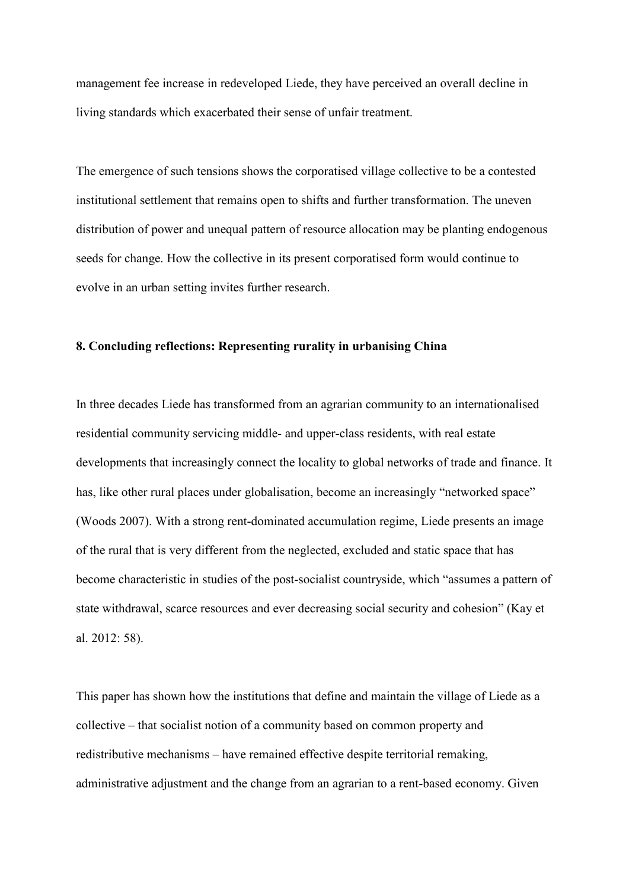management fee increase in redeveloped Liede, they have perceived an overall decline in living standards which exacerbated their sense of unfair treatment.

The emergence of such tensions shows the corporatised village collective to be a contested institutional settlement that remains open to shifts and further transformation. The uneven distribution of power and unequal pattern of resource allocation may be planting endogenous seeds for change. How the collective in its present corporatised form would continue to evolve in an urban setting invites further research.

## 8. Concluding reflections: Representing rurality in urbanising China

In three decades Liede has transformed from an agrarian community to an internationalised residential community servicing middle- and upper-class residents, with real estate developments that increasingly connect the locality to global networks of trade and finance. It has, like other rural places under globalisation, become an increasingly "networked space" (Woods 2007). With a strong rent-dominated accumulation regime, Liede presents an image of the rural that is very different from the neglected, excluded and static space that has become characteristic in studies of the post-socialist countryside, which "assumes a pattern of state withdrawal, scarce resources and ever decreasing social security and cohesion" (Kay et al. 2012: 58).

This paper has shown how the institutions that define and maintain the village of Liede as a collective – that socialist notion of a community based on common property and redistributive mechanisms – have remained effective despite territorial remaking, administrative adjustment and the change from an agrarian to a rent-based economy. Given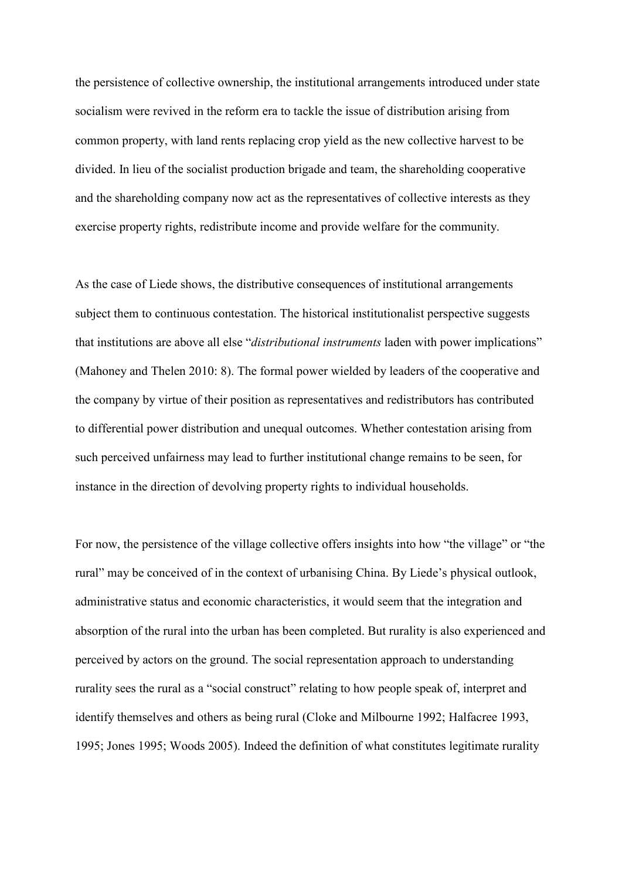the persistence of collective ownership, the institutional arrangements introduced under state socialism were revived in the reform era to tackle the issue of distribution arising from common property, with land rents replacing crop yield as the new collective harvest to be divided. In lieu of the socialist production brigade and team, the shareholding cooperative and the shareholding company now act as the representatives of collective interests as they exercise property rights, redistribute income and provide welfare for the community.

As the case of Liede shows, the distributive consequences of institutional arrangements subject them to continuous contestation. The historical institutionalist perspective suggests that institutions are above all else "*distributional instruments* laden with power implications" (Mahoney and Thelen 2010: 8). The formal power wielded by leaders of the cooperative and the company by virtue of their position as representatives and redistributors has contributed to differential power distribution and unequal outcomes. Whether contestation arising from such perceived unfairness may lead to further institutional change remains to be seen, for instance in the direction of devolving property rights to individual households.

For now, the persistence of the village collective offers insights into how "the village" or "the rural" may be conceived of in the context of urbanising China. By Liede's physical outlook, administrative status and economic characteristics, it would seem that the integration and absorption of the rural into the urban has been completed. But rurality is also experienced and perceived by actors on the ground. The social representation approach to understanding rurality sees the rural as a "social construct" relating to how people speak of, interpret and identify themselves and others as being rural (Cloke and Milbourne 1992; Halfacree 1993, 1995; Jones 1995; Woods 2005). Indeed the definition of what constitutes legitimate rurality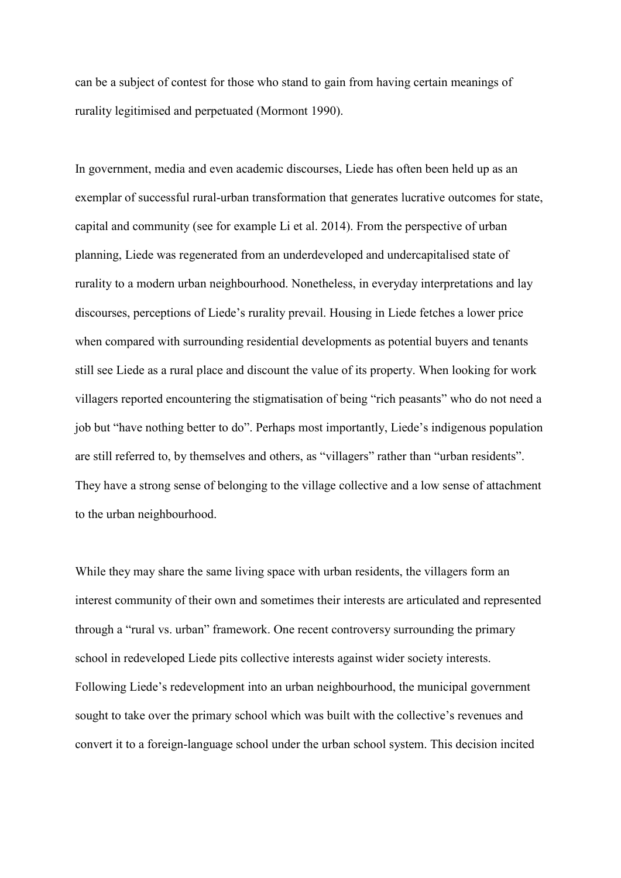can be a subject of contest for those who stand to gain from having certain meanings of rurality legitimised and perpetuated (Mormont 1990).

In government, media and even academic discourses, Liede has often been held up as an exemplar of successful rural-urban transformation that generates lucrative outcomes for state, capital and community (see for example Li et al. 2014). From the perspective of urban planning, Liede was regenerated from an underdeveloped and undercapitalised state of rurality to a modern urban neighbourhood. Nonetheless, in everyday interpretations and lay discourses, perceptions of Liede's rurality prevail. Housing in Liede fetches a lower price when compared with surrounding residential developments as potential buyers and tenants still see Liede as a rural place and discount the value of its property. When looking for work villagers reported encountering the stigmatisation of being "rich peasants" who do not need a job but "have nothing better to do". Perhaps most importantly, Liede's indigenous population are still referred to, by themselves and others, as "villagers" rather than "urban residents". They have a strong sense of belonging to the village collective and a low sense of attachment to the urban neighbourhood.

While they may share the same living space with urban residents, the villagers form an interest community of their own and sometimes their interests are articulated and represented through a "rural vs. urban" framework. One recent controversy surrounding the primary school in redeveloped Liede pits collective interests against wider society interests. Following Liede's redevelopment into an urban neighbourhood, the municipal government sought to take over the primary school which was built with the collective's revenues and convert it to a foreign-language school under the urban school system. This decision incited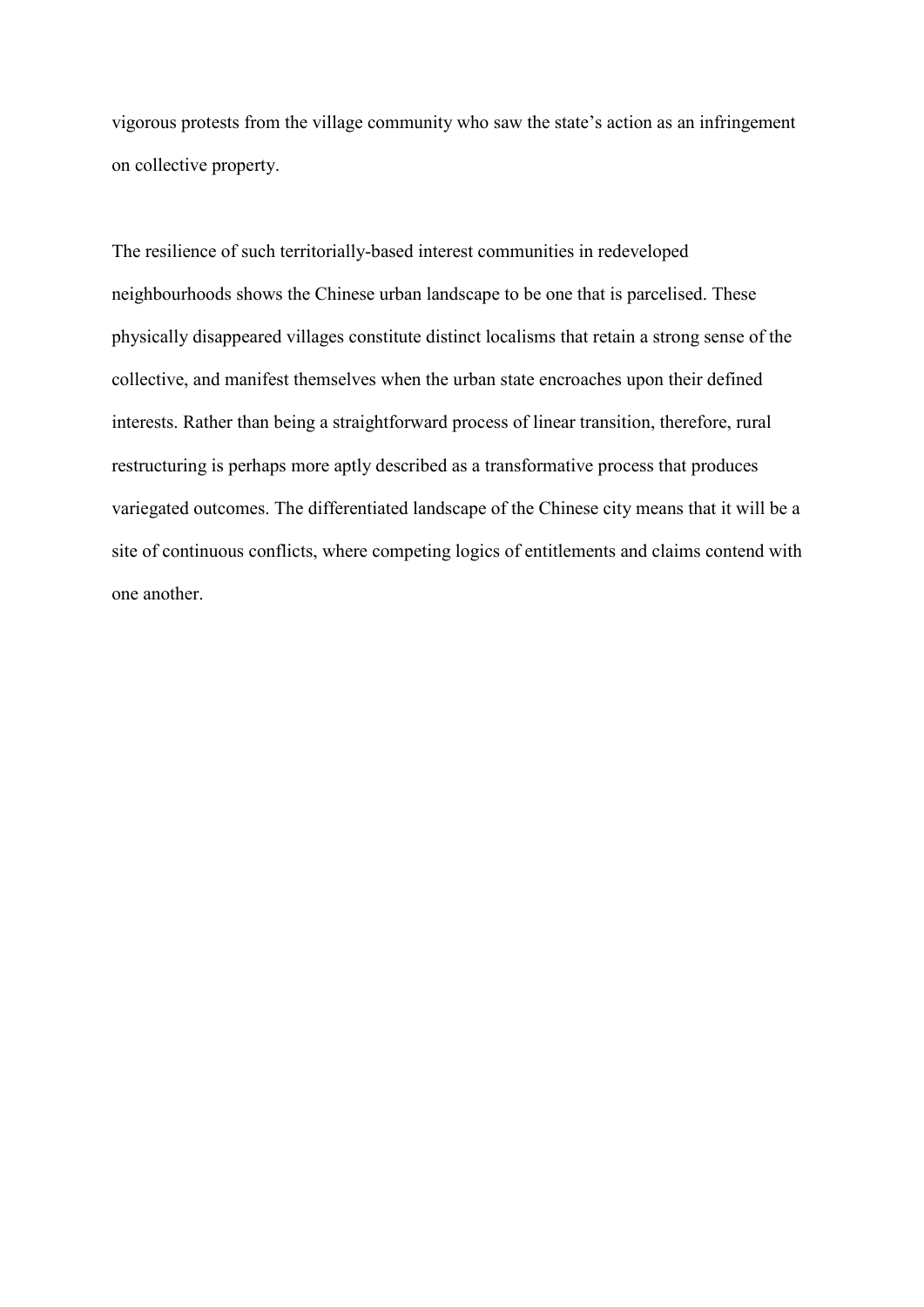vigorous protests from the village community who saw the state's action as an infringement on collective property.

The resilience of such territorially-based interest communities in redeveloped neighbourhoods shows the Chinese urban landscape to be one that is parcelised. These physically disappeared villages constitute distinct localisms that retain a strong sense of the collective, and manifest themselves when the urban state encroaches upon their defined interests. Rather than being a straightforward process of linear transition, therefore, rural restructuring is perhaps more aptly described as a transformative process that produces variegated outcomes. The differentiated landscape of the Chinese city means that it will be a site of continuous conflicts, where competing logics of entitlements and claims contend with one another.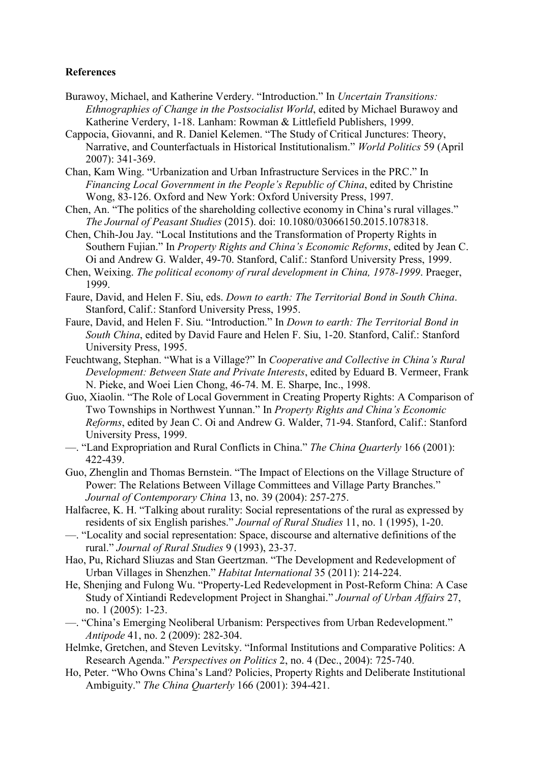**References**

Burawoy, Michael, and Katherine Verdery. "Introduction." In *Uncertain Transitions: Ethnographies of Change in the Postsocialist World*, edited by Michael Burawoy and Katherine Verdery, 1-18. Lanham: Rowman & Littlefield Publishers, 1999.

Cappocia, Giovanni, and R. Daniel Kelemen. "The Study of Critical Junctures: Theory, Narrative, and Counterfactuals in Historical Institutionalism." *World Politics* 59 (April 2007): 341-369.

Chan, Kam Wing. "Urbanization and Urban Infrastructure Services in the PRC." In *Financing Local Government in the People's Republic of China*, edited by Christine Wong, 83-126. Oxford and New York: Oxford University Press, 1997.

Chen, An. "The politics of the shareholding collective economy in China's rural villages." *The Journal of Peasant Studies* (2015). doi: 10.1080/03066150.2015.1078318.

Chen, Chih-Jou Jay. "Local Institutions and the Transformation of Property Rights in Southern Fujian." In *Property Rights and China's Economic Reforms*, edited by Jean C. Oi and Andrew G. Walder, 49-70. Stanford, Calif.: Stanford University Press, 1999.

Chen, Weixing. *The political economy of rural development in China, 1978-1999*. Praeger, 1999.

Faure, David, and Helen F. Siu, eds. *Down to earth: The Territorial Bond in South China*. Stanford, Calif.: Stanford University Press, 1995.

Faure, David, and Helen F. Siu. "Introduction." In *Down to earth: The Territorial Bond in South China*, edited by David Faure and Helen F. Siu, 1-20. Stanford, Calif.: Stanford University Press, 1995.

Feuchtwang, Stephan. "What is a Village?" In *Cooperative and Collective in China's Rural Development: Between State and Private Interests*, edited by Eduard B. Vermeer, Frank N. Pieke, and Woei Lien Chong, 46-74. M. E. Sharpe, Inc., 1998.

Guo, Xiaolin. "The Role of Local Government in Creating Property Rights: A Comparison of Two Townships in Northwest Yunnan." In *Property Rights and China's Economic Reforms*, edited by Jean C. Oi and Andrew G. Walder, 71-94. Stanford, Calif.: Stanford University Press, 1999.

—. "Land Expropriation and Rural Conflicts in China." *The China Quarterly* 166 (2001): 422-439.

Guo, Zhenglin and Thomas Bernstein. "The Impact of Elections on the Village Structure of Power: The Relations Between Village Committees and Village Party Branches." *Journal of Contemporary China* 13, no. 39 (2004): 257-275.

Halfacree, K. H. "Talking about rurality: Social representations of the rural as expressed by residents of six English parishes." *Journal of Rural Studies* 11, no. 1 (1995), 1-20.

—. "Locality and social representation: Space, discourse and alternative definitions of the rural." *Journal of Rural Studies* 9 (1993), 23-37.

Hao, Pu, Richard Sliuzas and Stan Geertzman. "The Development and Redevelopment of Urban Villages in Shenzhen." *Habitat International* 35 (2011): 214-224.

He, Shenjing and Fulong Wu. "Property-Led Redevelopment in Post-Reform China: A Case Study of Xintiandi Redevelopment Project in Shanghai." *Journal of Urban Affairs* 27, no. 1 (2005): 1-23.

—. "China's Emerging Neoliberal Urbanism: Perspectives from Urban Redevelopment." *Antipode* 41, no. 2 (2009): 282-304.

Helmke, Gretchen, and Steven Levitsky. "Informal Institutions and Comparative Politics: A Research Agenda." *Perspectives on Politics* 2, no. 4 (Dec., 2004): 725-740.

Ho, Peter. "Who Owns China's Land? Policies, Property Rights and Deliberate Institutional Ambiguity." *The China Quarterly* 166 (2001): 394-421.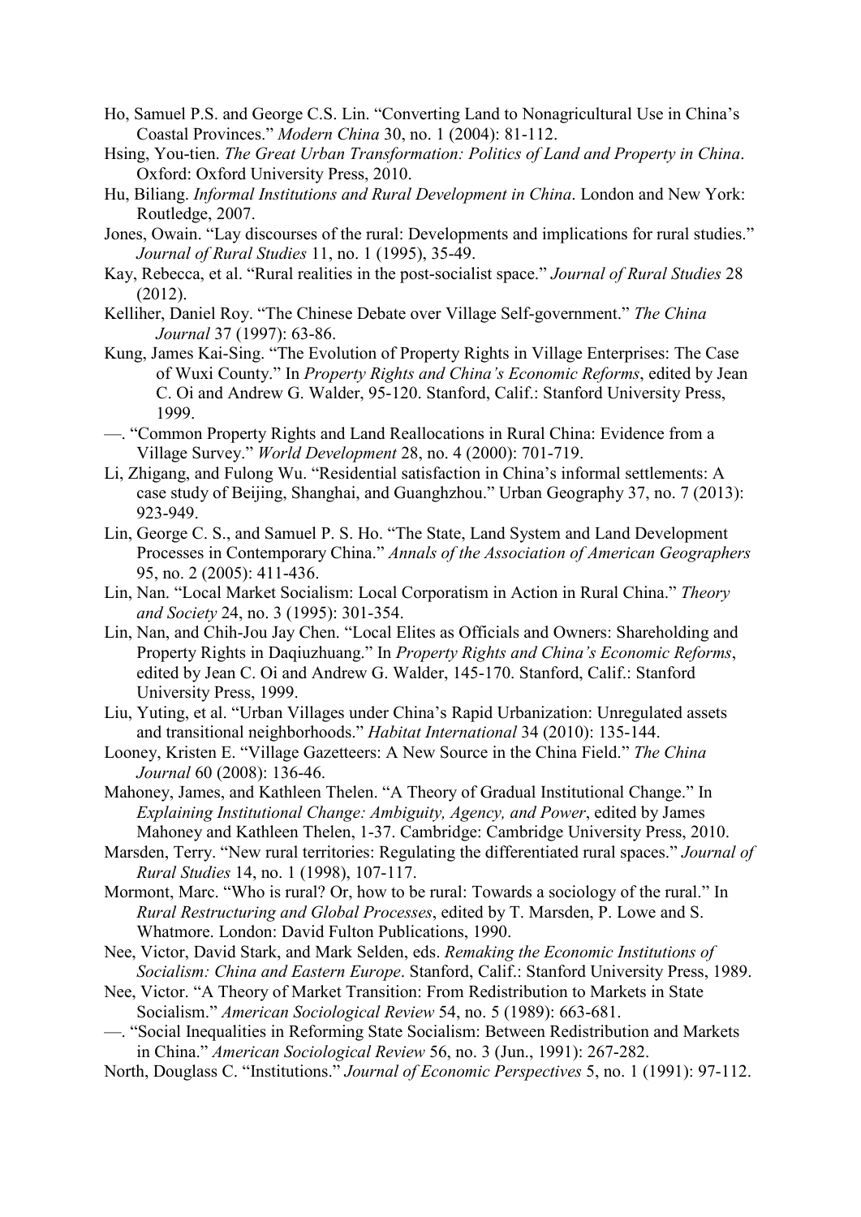Ho, Samuel P.S. and George C.S. Lin. "Converting Land to Nonagricultural Use in China's Coastal Provinces." *Modern China* 30, no. 1 (2004): 81-112.

Hsing, You-tien. *The Great Urban Transformation: Politics of Land and Property in China*. Oxford: Oxford University Press, 2010.

Hu, Biliang. *Informal Institutions and Rural Development in China*. London and New York: Routledge, 2007.

Jones, Owain. "Lay discourses of the rural: Developments and implications for rural studies." *Journal of Rural Studies* 11, no. 1 (1995), 35-49.

Kay, Rebecca, et al. "Rural realities in the post-socialist space." *Journal of Rural Studies* 28 (2012).

Kelliher, Daniel Roy. "The Chinese Debate over Village Self-government." *The China Journal* 37 (1997): 63-86.

Kung, James Kai-Sing. "The Evolution of Property Rights in Village Enterprises: The Case of Wuxi County." In *Property Rights and China's Economic Reforms*, edited by Jean C. Oi and Andrew G. Walder, 95-120. Stanford, Calif.: Stanford University Press, 1999.

—. "Common Property Rights and Land Reallocations in Rural China: Evidence from a Village Survey." *World Development* 28, no. 4 (2000): 701-719.

Li, Zhigang, and Fulong Wu. "Residential satisfaction in China's informal settlements: A case study of Beijing, Shanghai, and Guanghzhou." Urban Geography 37, no. 7 (2013): 923-949.

Lin, George C. S., and Samuel P. S. Ho. "The State, Land System and Land Development Processes in Contemporary China." *Annals of the Association of American Geographers* 95, no. 2 (2005): 411-436.

Lin, Nan. "Local Market Socialism: Local Corporatism in Action in Rural China." *Theory and Society* 24, no. 3 (1995): 301-354.

Lin, Nan, and Chih-Jou Jay Chen. "Local Elites as Officials and Owners: Shareholding and Property Rights in Daqiuzhuang." In *Property Rights and China's Economic Reforms*, edited by Jean C. Oi and Andrew G. Walder, 145-170. Stanford, Calif.: Stanford University Press, 1999.

Liu, Yuting, et al. "Urban Villages under China's Rapid Urbanization: Unregulated assets and transitional neighborhoods." *Habitat International* 34 (2010): 135-144.

Looney, Kristen E. "Village Gazetteers: A New Source in the China Field." *The China Journal* 60 (2008): 136-46.

Mahoney, James, and Kathleen Thelen. "A Theory of Gradual Institutional Change." In *Explaining Institutional Change: Ambiguity, Agency, and Power*, edited by James Mahoney and Kathleen Thelen, 1-37. Cambridge: Cambridge University Press, 2010.

Marsden, Terry. "New rural territories: Regulating the differentiated rural spaces." *Journal of Rural Studies* 14, no. 1 (1998), 107-117.

Mormont, Marc. "Who is rural? Or, how to be rural: Towards a sociology of the rural." In *Rural Restructuring and Global Processes*, edited by T. Marsden, P. Lowe and S. Whatmore. London: David Fulton Publications, 1990.

Nee, Victor, David Stark, and Mark Selden, eds. *Remaking the Economic Institutions of Socialism: China and Eastern Europe*. Stanford, Calif.: Stanford University Press, 1989.

Nee, Victor. "A Theory of Market Transition: From Redistribution to Markets in State Socialism." *American Sociological Review* 54, no. 5 (1989): 663-681.

—. "Social Inequalities in Reforming State Socialism: Between Redistribution and Markets in China." *American Sociological Review* 56, no. 3 (Jun., 1991): 267-282.

North, Douglass C. "Institutions." *Journal of Economic Perspectives* 5, no. 1 (1991): 97-112.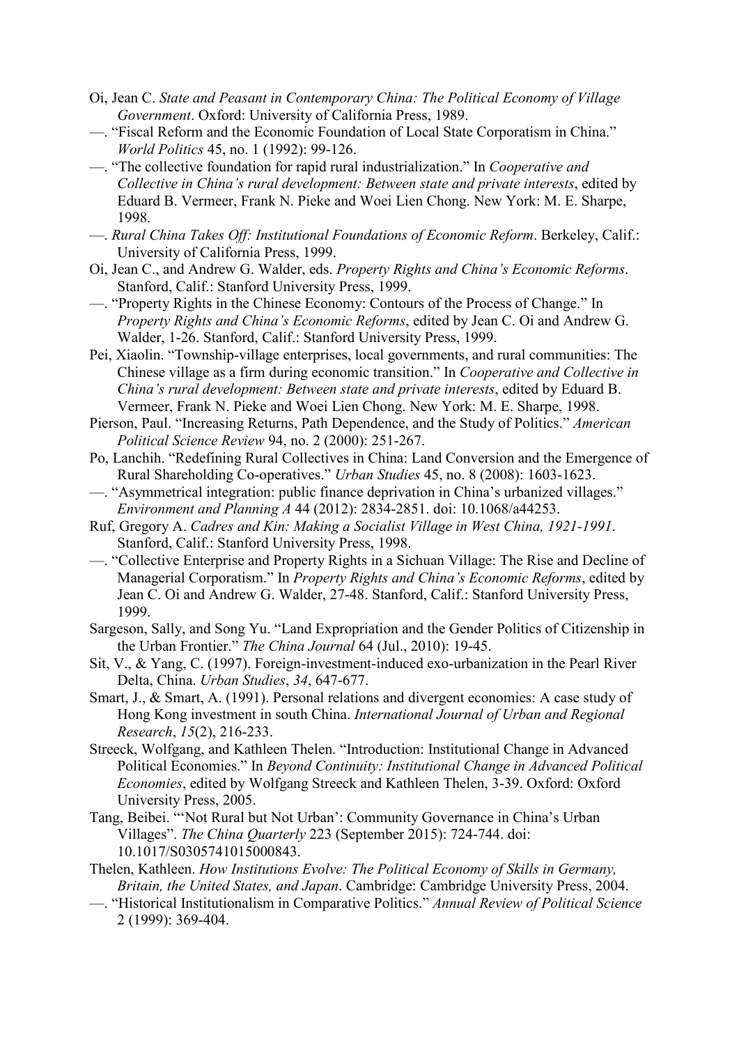Oi, Jean C. *State and Peasant in Contemporary China: The Political Economy of Village Government*. Oxford: University of California Press, 1989.

—. "Fiscal Reform and the Economic Foundation of Local State Corporatism in China." *World Politics* 45, no. 1 (1992): 99-126.

—. "The collective foundation for rapid rural industrialization." In *Cooperative and Collective in China's rural development: Between state and private interests*, edited by Eduard B. Vermeer, Frank N. Pieke and Woei Lien Chong. New York: M. E. Sharpe, 1998.

—. *Rural China Takes Off: Institutional Foundations of Economic Reform*. Berkeley, Calif.: University of California Press, 1999.

Oi, Jean C., and Andrew G. Walder, eds. *Property Rights and China's Economic Reforms*. Stanford, Calif.: Stanford University Press, 1999.

—. "Property Rights in the Chinese Economy: Contours of the Process of Change." In *Property Rights and China's Economic Reforms*, edited by Jean C. Oi and Andrew G. Walder, 1-26. Stanford, Calif.: Stanford University Press, 1999.

Pei, Xiaolin. "Township-village enterprises, local governments, and rural communities: The Chinese village as a firm during economic transition." In *Cooperative and Collective in China's rural development: Between state and private interests*, edited by Eduard B. Vermeer, Frank N. Pieke and Woei Lien Chong. New York: M. E. Sharpe, 1998.

Pierson, Paul. "Increasing Returns, Path Dependence, and the Study of Politics." *American Political Science Review* 94, no. 2 (2000): 251-267.

Po, Lanchih. "Redefining Rural Collectives in China: Land Conversion and the Emergence of Rural Shareholding Co-operatives." *Urban Studies* 45, no. 8 (2008): 1603-1623.

—. "Asymmetrical integration: public finance deprivation in China's urbanized villages." *Environment and Planning A* 44 (2012): 2834-2851. doi: 10.1068/a44253.

Ruf, Gregory A. *Cadres and Kin: Making a Socialist Village in West China, 1921-1991*. Stanford, Calif.: Stanford University Press, 1998.

—. "Collective Enterprise and Property Rights in a Sichuan Village: The Rise and Decline of Managerial Corporatism." In *Property Rights and China's Economic Reforms*, edited by Jean C. Oi and Andrew G. Walder, 27-48. Stanford, Calif.: Stanford University Press, 1999.

Sargeson, Sally, and Song Yu. "Land Expropriation and the Gender Politics of Citizenship in the Urban Frontier." *The China Journal* 64 (Jul., 2010): 19-45.

Sit, V., & Yang, C. (1997). Foreign-investment-induced exo-urbanization in the Pearl River Delta, China. *Urban Studies*, *34*, 647-677.

Smart, J., & Smart, A. (1991). Personal relations and divergent economies: A case study of Hong Kong investment in south China. *International Journal of Urban and Regional Research*, *15*(2), 216-233.

Streeck, Wolfgang, and Kathleen Thelen. "Introduction: Institutional Change in Advanced Political Economies." In *Beyond Continuity: Institutional Change in Advanced Political Economies*, edited by Wolfgang Streeck and Kathleen Thelen, 3-39. Oxford: Oxford University Press, 2005.

Tang, Beibei. "'Not Rural but Not Urban': Community Governance in China's Urban Villages". *The China Quarterly* 223 (September 2015): 724-744. doi: 10.1017/S0305741015000843.

Thelen, Kathleen. *How Institutions Evolve: The Political Economy of Skills in Germany, Britain, the United States, and Japan*. Cambridge: Cambridge University Press, 2004.

—. "Historical Institutionalism in Comparative Politics." *Annual Review of Political Science* 2 (1999): 369-404.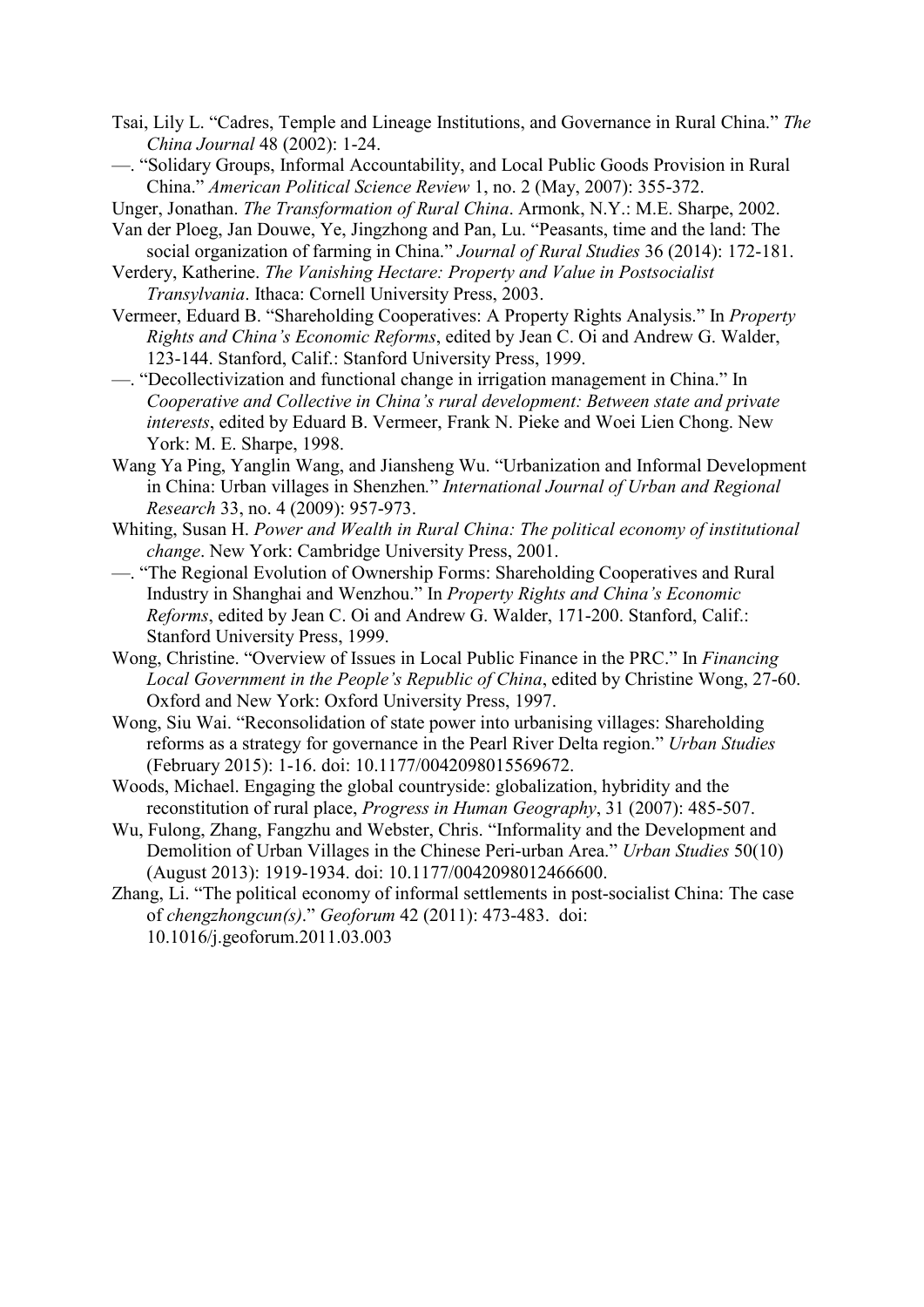Tsai, Lily L. "Cadres, Temple and Lineage Institutions, and Governance in Rural China." *The China Journal* 48 (2002): 1-24.

—. "Solidary Groups, Informal Accountability, and Local Public Goods Provision in Rural China." *American Political Science Review* 1, no. 2 (May, 2007): 355-372.

Unger, Jonathan. *The Transformation of Rural China*. Armonk, N.Y.: M.E. Sharpe, 2002.

Van der Ploeg, Jan Douwe, Ye, Jingzhong and Pan, Lu. "Peasants, time and the land: The social organization of farming in China." *Journal of Rural Studies* 36 (2014): 172-181.

Verdery, Katherine. *The Vanishing Hectare: Property and Value in Postsocialist Transylvania*. Ithaca: Cornell University Press, 2003.

Vermeer, Eduard B. "Shareholding Cooperatives: A Property Rights Analysis." In *Property Rights and China's Economic Reforms*, edited by Jean C. Oi and Andrew G. Walder, 123-144. Stanford, Calif.: Stanford University Press, 1999.

—. "Decollectivization and functional change in irrigation management in China." In *Cooperative and Collective in China's rural development: Between state and private interests*, edited by Eduard B. Vermeer, Frank N. Pieke and Woei Lien Chong. New York: M. E. Sharpe, 1998.

Wang Ya Ping, Yanglin Wang, and Jiansheng Wu. "Urbanization and Informal Development in China: Urban villages in Shenzhen." *International Journal of Urban and Regional Research* 33, no. 4 (2009): 957-973.

Whiting, Susan H. *Power and Wealth in Rural China: The political economy of institutional change*. New York: Cambridge University Press, 2001.

—. "The Regional Evolution of Ownership Forms: Shareholding Cooperatives and Rural Industry in Shanghai and Wenzhou." In *Property Rights and China's Economic Reforms*, edited by Jean C. Oi and Andrew G. Walder, 171-200. Stanford, Calif.: Stanford University Press, 1999.

Wong, Christine. "Overview of Issues in Local Public Finance in the PRC." In *Financing Local Government in the People's Republic of China*, edited by Christine Wong, 27-60. Oxford and New York: Oxford University Press, 1997.

Wong, Siu Wai. "Reconsolidation of state power into urbanising villages: Shareholding reforms as a strategy for governance in the Pearl River Delta region." *Urban Studies* (February 2015): 1-16. doi: 10.1177/0042098015569672.

Woods, Michael. Engaging the global countryside: globalization, hybridity and the reconstitution of rural place, *Progress in Human Geography*, 31 (2007): 485-507.

Wu, Fulong, Zhang, Fangzhu and Webster, Chris. "Informality and the Development and Demolition of Urban Villages in the Chinese Peri-urban Area." *Urban Studies* 50(10) (August 2013): 1919-1934. doi: 10.1177/0042098012466600.

Zhang, Li. "The political economy of informal settlements in post-socialist China: The case of *chengzhongcun(s)*." *Geoforum* 42 (2011): 473-483. doi: 10.1016/j.geoforum.2011.03.003